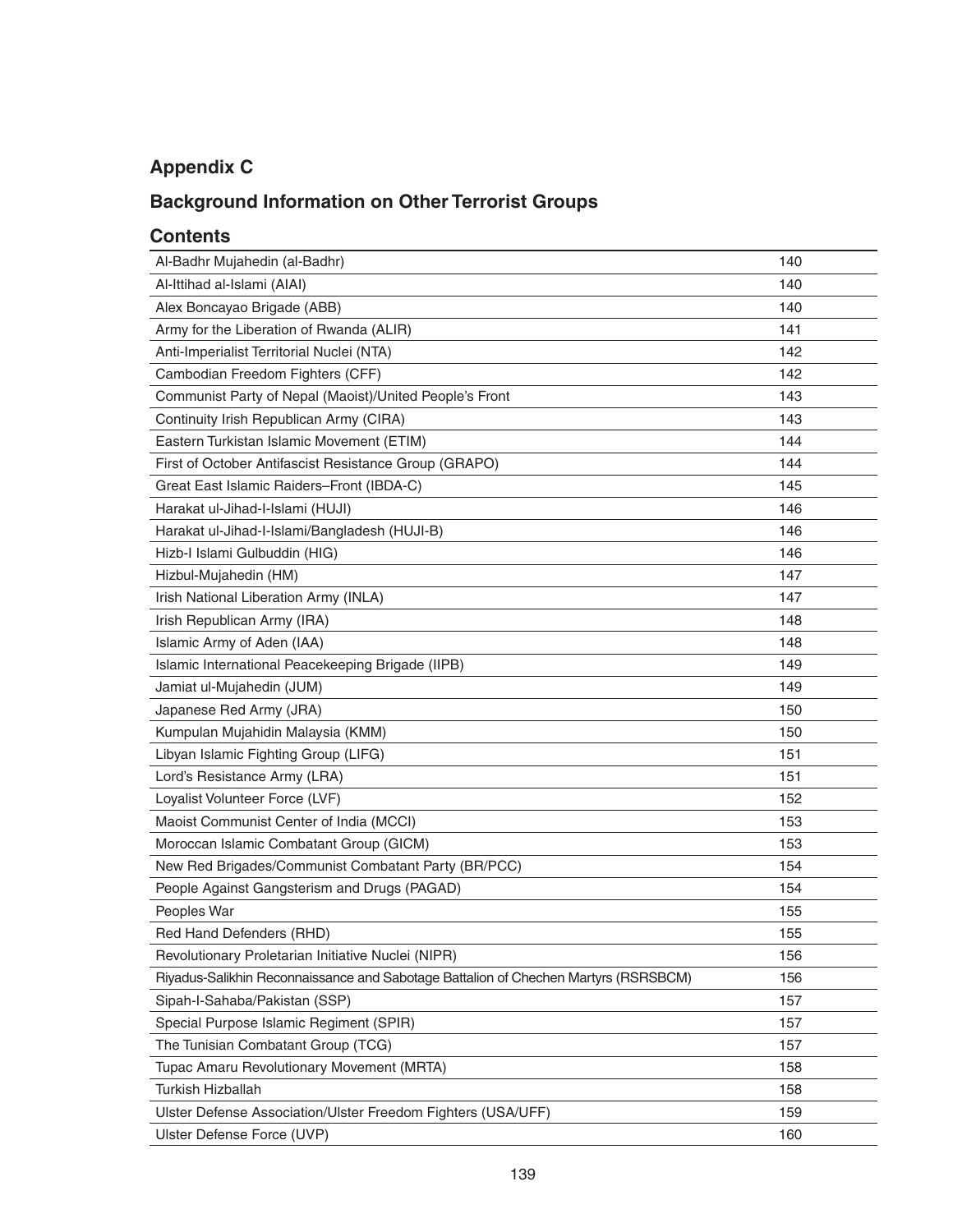## Appendix C

## Background Information on Other Terrorist Groups

### Contents

| | |
|---|---|
| Al-Badhr Mujahedin (al-Badhr) | 140 |
| Al-Ittihad al-Islami (AIAI) | 140 |
| Alex Boncayao Brigade (ABB) | 140 |
| Army for the Liberation of Rwanda (ALIR) | 141 |
| Anti-Imperialist Territorial Nuclei (NTA) | 142 |
| Cambodian Freedom Fighters (CFF) | 142 |
| Communist Party of Nepal (Maoist)/United People's Front | 143 |
| Continuity Irish Republican Army (CIRA) | 143 |
| Eastern Turkistan Islamic Movement (ETIM) | 144 |
| First of October Antifascist Resistance Group (GRAPO) | 144 |
| Great East Islamic Raiders–Front (IBDA-C) | 145 |
| Harakat ul-Jihad-I-Islami (HUJI) | 146 |
| Harakat ul-Jihad-I-Islami/Bangladesh (HUJI-B) | 146 |
| Hizb-I Islami Gulbuddin (HIG) | 146 |
| Hizbul-Mujahedin (HM) | 147 |
| Irish National Liberation Army (INLA) | 147 |
| Irish Republican Army (IRA) | 148 |
| Islamic Army of Aden (IAA) | 148 |
| Islamic International Peacekeeping Brigade (IIPB) | 149 |
| Jamiat ul-Mujahedin (JUM) | 149 |
| Japanese Red Army (JRA) | 150 |
| Kumpulan Mujahidin Malaysia (KMM) | 150 |
| Libyan Islamic Fighting Group (LIFG) | 151 |
| Lord's Resistance Army (LRA) | 151 |
| Loyalist Volunteer Force (LVF) | 152 |
| Maoist Communist Center of India (MCCI) | 153 |
| Moroccan Islamic Combatant Group (GICM) | 153 |
| New Red Brigades/Communist Combatant Party (BR/PCC) | 154 |
| People Against Gangsterism and Drugs (PAGAD) | 154 |
| Peoples War | 155 |
| Red Hand Defenders (RHD) | 155 |
| Revolutionary Proletarian Initiative Nuclei (NIPR) | 156 |
| Riyadus-Salikhin Reconnaissance and Sabotage Battalion of Chechen Martyrs (RSRSBCM) | 156 |
| Sipah-I-Sahaba/Pakistan (SSP) | 157 |
| Special Purpose Islamic Regiment (SPIR) | 157 |
| The Tunisian Combatant Group (TCG) | 157 |
| Tupac Amaru Revolutionary Movement (MRTA) | 158 |
| Turkish Hizballah | 158 |
| Ulster Defense Association/Ulster Freedom Fighters (USA/UFF) | 159 |
| Ulster Defense Force (UVP) | 160 |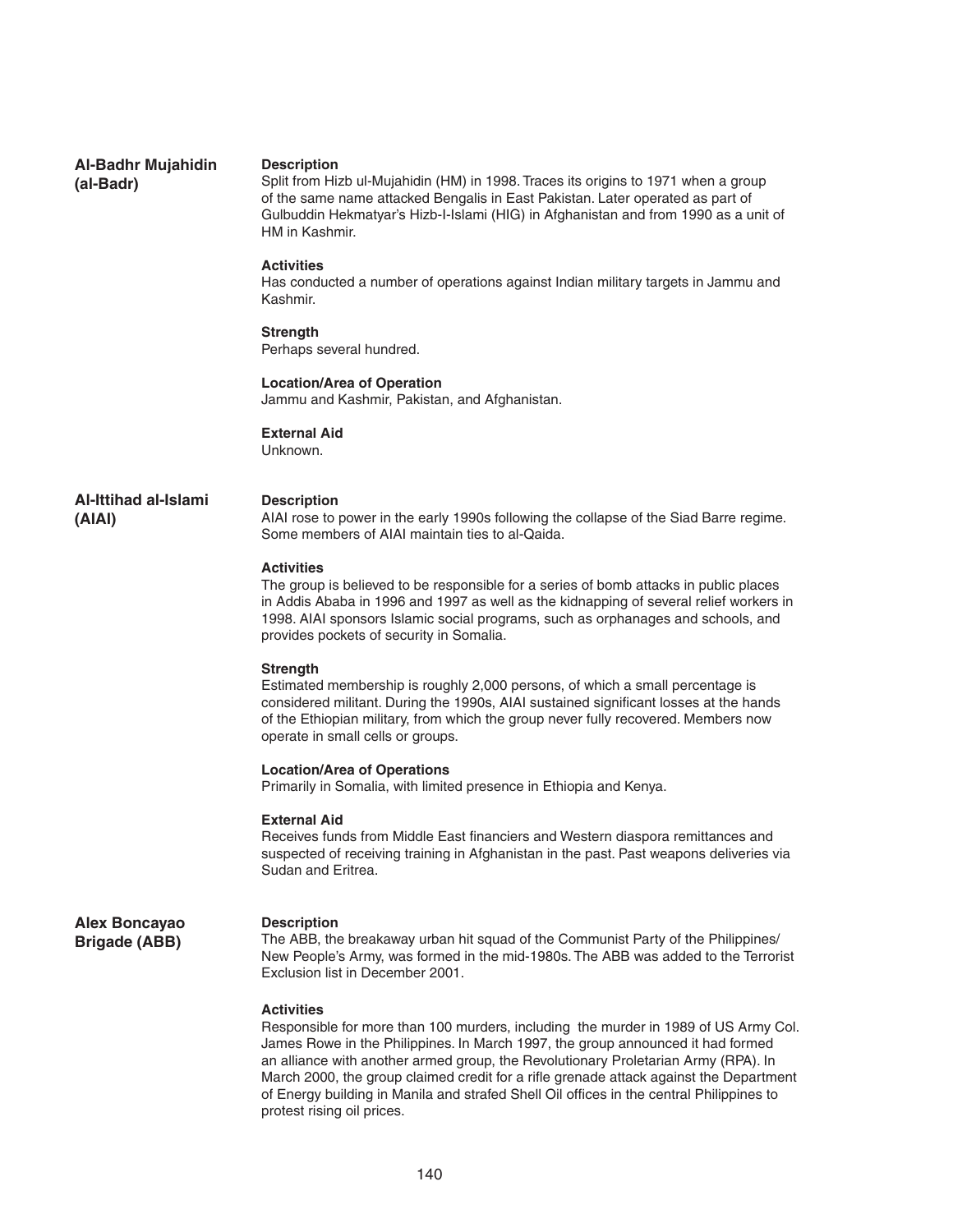## Al-Badhr Mujahidin (al-Badr)

**Description**
Split from Hizb ul-Mujahidin (HM) in 1998. Traces its origins to 1971 when a group of the same name attacked Bengalis in East Pakistan. Later operated as part of Gulbuddin Hekmatyar's Hizb-I-Islami (HIG) in Afghanistan and from 1990 as a unit of HM in Kashmir.

**Activities**
Has conducted a number of operations against Indian military targets in Jammu and Kashmir.

**Strength**
Perhaps several hundred.

**Location/Area of Operation**
Jammu and Kashmir, Pakistan, and Afghanistan.

**External Aid**
Unknown.

## Al-Ittihad al-Islami (AIAI)

**Description**
AIAI rose to power in the early 1990s following the collapse of the Siad Barre regime. Some members of AIAI maintain ties to al-Qaida.

**Activities**
The group is believed to be responsible for a series of bomb attacks in public places in Addis Ababa in 1996 and 1997 as well as the kidnapping of several relief workers in 1998. AIAI sponsors Islamic social programs, such as orphanages and schools, and provides pockets of security in Somalia.

**Strength**
Estimated membership is roughly 2,000 persons, of which a small percentage is considered militant. During the 1990s, AIAI sustained significant losses at the hands of the Ethiopian military, from which the group never fully recovered. Members now operate in small cells or groups.

**Location/Area of Operations**
Primarily in Somalia, with limited presence in Ethiopia and Kenya.

**External Aid**
Receives funds from Middle East financiers and Western diaspora remittances and suspected of receiving training in Afghanistan in the past. Past weapons deliveries via Sudan and Eritrea.

## Alex Boncayao Brigade (ABB)

**Description**
The ABB, the breakaway urban hit squad of the Communist Party of the Philippines/New People's Army, was formed in the mid-1980s. The ABB was added to the Terrorist Exclusion list in December 2001.

**Activities**
Responsible for more than 100 murders, including the murder in 1989 of US Army Col. James Rowe in the Philippines. In March 1997, the group announced it had formed an alliance with another armed group, the Revolutionary Proletarian Army (RPA). In March 2000, the group claimed credit for a rifle grenade attack against the Department of Energy building in Manila and strafed Shell Oil offices in the central Philippines to protest rising oil prices.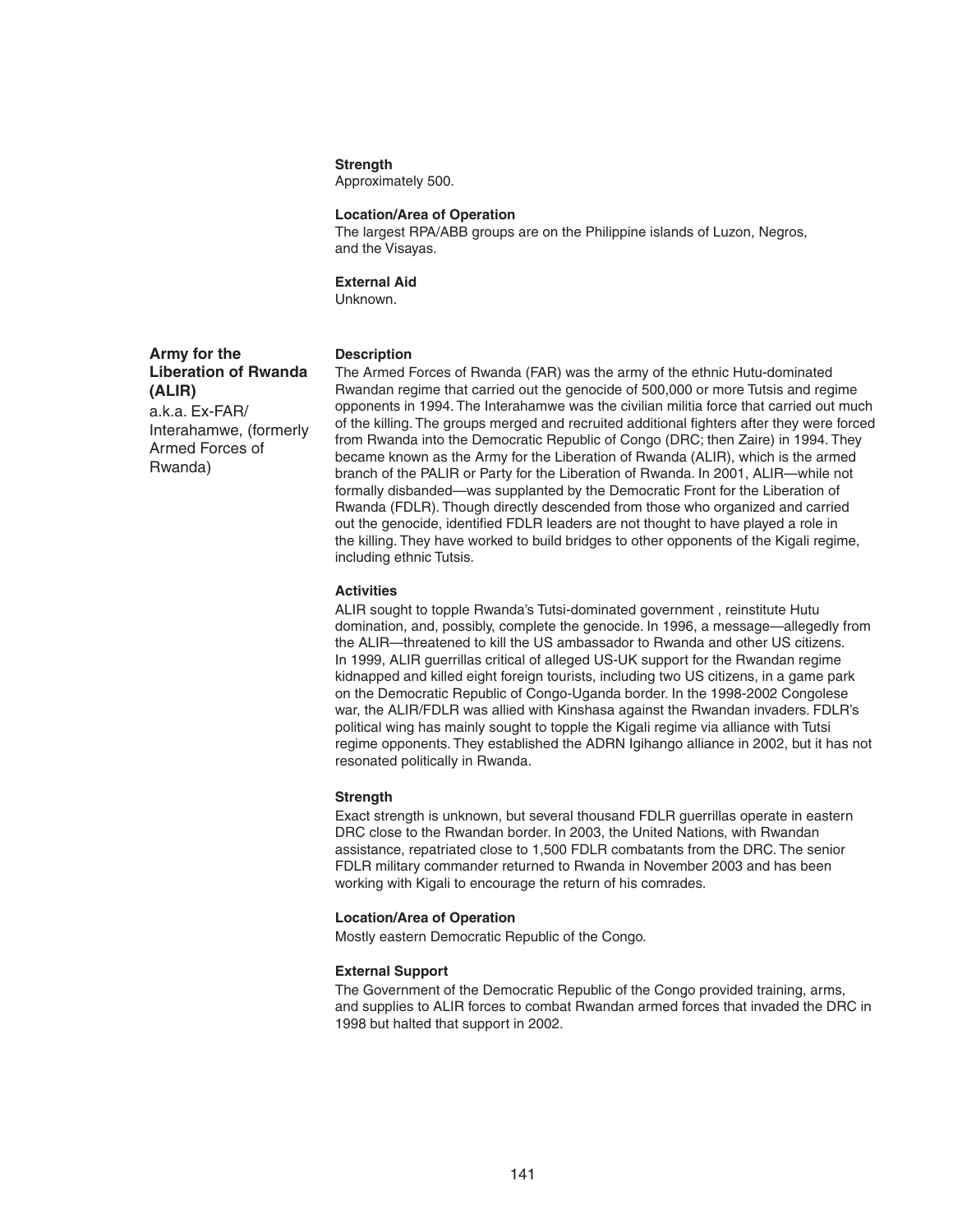**Strength**

Approximately 500.

**Location/Area of Operation**

The largest RPA/ABB groups are on the Philippine islands of Luzon, Negros, and the Visayas.

**External Aid**

Unknown.

## Army for the Liberation of Rwanda (ALIR)

a.k.a. Ex-FAR/Interahamwe, (formerly Armed Forces of Rwanda)

**Description**

The Armed Forces of Rwanda (FAR) was the army of the ethnic Hutu-dominated Rwandan regime that carried out the genocide of 500,000 or more Tutsis and regime opponents in 1994. The Interahamwe was the civilian militia force that carried out much of the killing. The groups merged and recruited additional fighters after they were forced from Rwanda into the Democratic Republic of Congo (DRC; then Zaire) in 1994. They became known as the Army for the Liberation of Rwanda (ALIR), which is the armed branch of the PALIR or Party for the Liberation of Rwanda. In 2001, ALIR—while not formally disbanded—was supplanted by the Democratic Front for the Liberation of Rwanda (FDLR). Though directly descended from those who organized and carried out the genocide, identified FDLR leaders are not thought to have played a role in the killing. They have worked to build bridges to other opponents of the Kigali regime, including ethnic Tutsis.

**Activities**

ALIR sought to topple Rwanda's Tutsi-dominated government , reinstitute Hutu domination, and, possibly, complete the genocide. In 1996, a message—allegedly from the ALIR—threatened to kill the US ambassador to Rwanda and other US citizens. In 1999, ALIR guerrillas critical of alleged US-UK support for the Rwandan regime kidnapped and killed eight foreign tourists, including two US citizens, in a game park on the Democratic Republic of Congo-Uganda border. In the 1998-2002 Congolese war, the ALIR/FDLR was allied with Kinshasa against the Rwandan invaders. FDLR's political wing has mainly sought to topple the Kigali regime via alliance with Tutsi regime opponents. They established the ADRN Igihango alliance in 2002, but it has not resonated politically in Rwanda.

**Strength**

Exact strength is unknown, but several thousand FDLR guerrillas operate in eastern DRC close to the Rwandan border. In 2003, the United Nations, with Rwandan assistance, repatriated close to 1,500 FDLR combatants from the DRC. The senior FDLR military commander returned to Rwanda in November 2003 and has been working with Kigali to encourage the return of his comrades.

**Location/Area of Operation**

Mostly eastern Democratic Republic of the Congo.

**External Support**

The Government of the Democratic Republic of the Congo provided training, arms, and supplies to ALIR forces to combat Rwandan armed forces that invaded the DRC in 1998 but halted that support in 2002.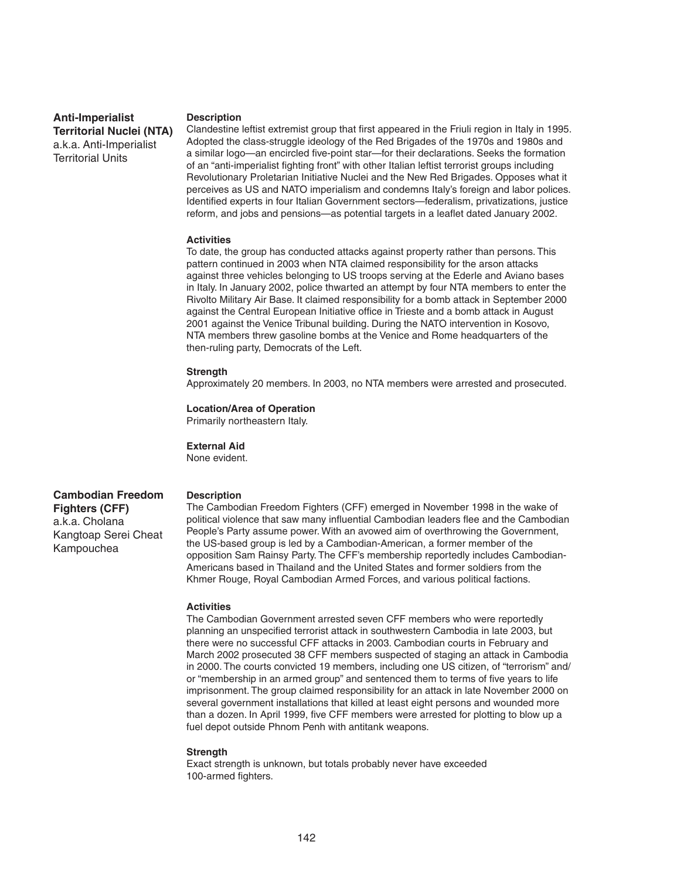## Anti-Imperialist Territorial Nuclei (NTA)

a.k.a. Anti-Imperialist Territorial Units

### Description

Clandestine leftist extremist group that first appeared in the Friuli region in Italy in 1995. Adopted the class-struggle ideology of the Red Brigades of the 1970s and 1980s and a similar logo—an encircled five-point star—for their declarations. Seeks the formation of an "anti-imperialist fighting front" with other Italian leftist terrorist groups including Revolutionary Proletarian Initiative Nuclei and the New Red Brigades. Opposes what it perceives as US and NATO imperialism and condemns Italy's foreign and labor polices. Identified experts in four Italian Government sectors—federalism, privatizations, justice reform, and jobs and pensions—as potential targets in a leaflet dated January 2002.

### Activities

To date, the group has conducted attacks against property rather than persons. This pattern continued in 2003 when NTA claimed responsibility for the arson attacks against three vehicles belonging to US troops serving at the Ederle and Aviano bases in Italy. In January 2002, police thwarted an attempt by four NTA members to enter the Rivolto Military Air Base. It claimed responsibility for a bomb attack in September 2000 against the Central European Initiative office in Trieste and a bomb attack in August 2001 against the Venice Tribunal building. During the NATO intervention in Kosovo, NTA members threw gasoline bombs at the Venice and Rome headquarters of the then-ruling party, Democrats of the Left.

### Strength

Approximately 20 members. In 2003, no NTA members were arrested and prosecuted.

### Location/Area of Operation

Primarily northeastern Italy.

### External Aid

None evident.

## Cambodian Freedom Fighters (CFF)

a.k.a. Cholana Kangtoap Serei Cheat Kampouchea

### Description

The Cambodian Freedom Fighters (CFF) emerged in November 1998 in the wake of political violence that saw many influential Cambodian leaders flee and the Cambodian People's Party assume power. With an avowed aim of overthrowing the Government, the US-based group is led by a Cambodian-American, a former member of the opposition Sam Rainsy Party. The CFF's membership reportedly includes Cambodian-Americans based in Thailand and the United States and former soldiers from the Khmer Rouge, Royal Cambodian Armed Forces, and various political factions.

### Activities

The Cambodian Government arrested seven CFF members who were reportedly planning an unspecified terrorist attack in southwestern Cambodia in late 2003, but there were no successful CFF attacks in 2003. Cambodian courts in February and March 2002 prosecuted 38 CFF members suspected of staging an attack in Cambodia in 2000. The courts convicted 19 members, including one US citizen, of "terrorism" and/or "membership in an armed group" and sentenced them to terms of five years to life imprisonment. The group claimed responsibility for an attack in late November 2000 on several government installations that killed at least eight persons and wounded more than a dozen. In April 1999, five CFF members were arrested for plotting to blow up a fuel depot outside Phnom Penh with antitank weapons.

### Strength

Exact strength is unknown, but totals probably never have exceeded 100-armed fighters.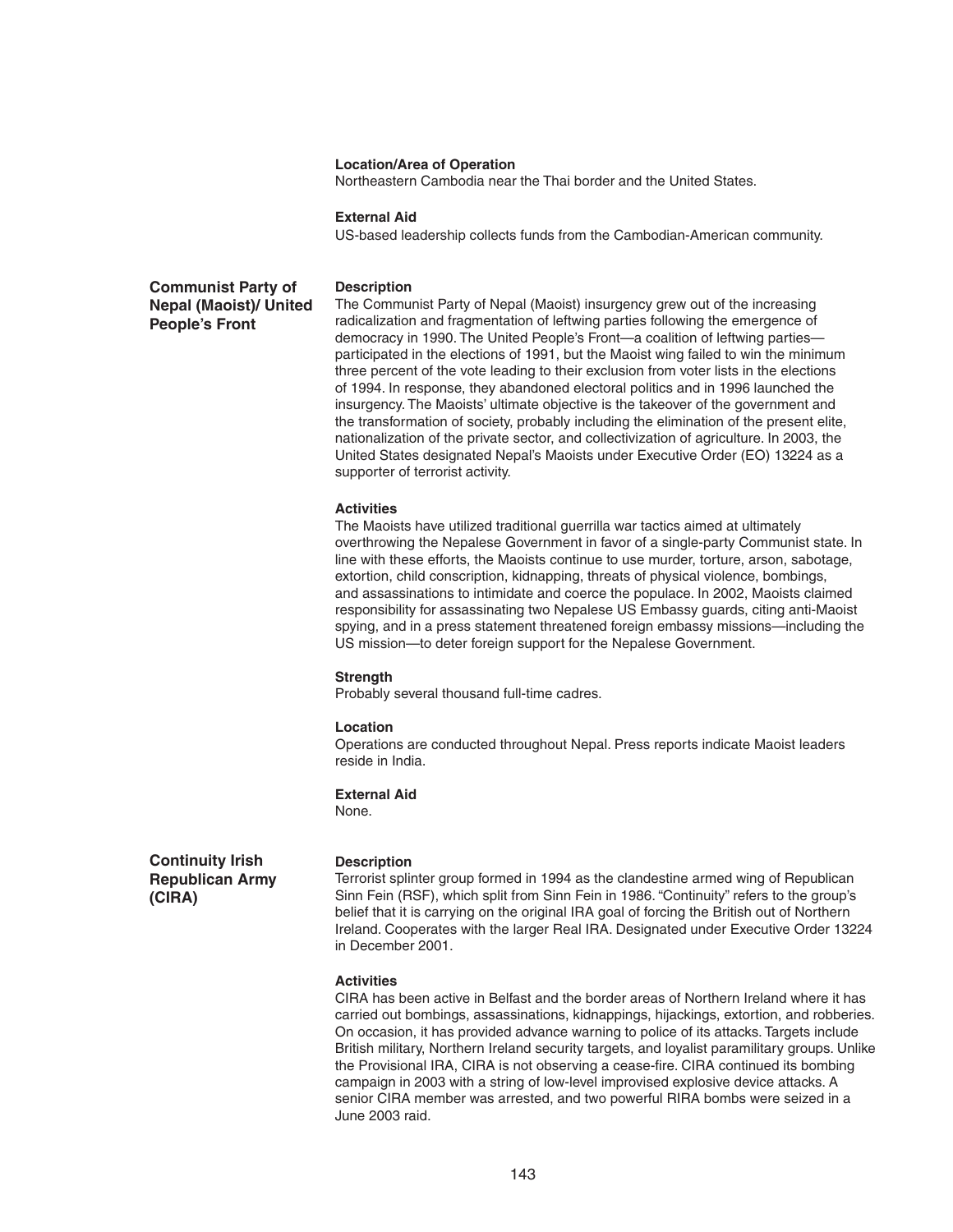**Location/Area of Operation**
Northeastern Cambodia near the Thai border and the United States.

**External Aid**
US-based leadership collects funds from the Cambodian-American community.

## Communist Party of Nepal (Maoist)/ United People's Front

**Description**
The Communist Party of Nepal (Maoist) insurgency grew out of the increasing radicalization and fragmentation of leftwing parties following the emergence of democracy in 1990. The United People's Front—a coalition of leftwing parties—participated in the elections of 1991, but the Maoist wing failed to win the minimum three percent of the vote leading to their exclusion from voter lists in the elections of 1994. In response, they abandoned electoral politics and in 1996 launched the insurgency. The Maoists' ultimate objective is the takeover of the government and the transformation of society, probably including the elimination of the present elite, nationalization of the private sector, and collectivization of agriculture. In 2003, the United States designated Nepal's Maoists under Executive Order (EO) 13224 as a supporter of terrorist activity.

**Activities**
The Maoists have utilized traditional guerrilla war tactics aimed at ultimately overthrowing the Nepalese Government in favor of a single-party Communist state. In line with these efforts, the Maoists continue to use murder, torture, arson, sabotage, extortion, child conscription, kidnapping, threats of physical violence, bombings, and assassinations to intimidate and coerce the populace. In 2002, Maoists claimed responsibility for assassinating two Nepalese US Embassy guards, citing anti-Maoist spying, and in a press statement threatened foreign embassy missions—including the US mission—to deter foreign support for the Nepalese Government.

**Strength**
Probably several thousand full-time cadres.

**Location**
Operations are conducted throughout Nepal. Press reports indicate Maoist leaders reside in India.

**External Aid**
None.

## Continuity Irish Republican Army (CIRA)

**Description**
Terrorist splinter group formed in 1994 as the clandestine armed wing of Republican Sinn Fein (RSF), which split from Sinn Fein in 1986. "Continuity" refers to the group's belief that it is carrying on the original IRA goal of forcing the British out of Northern Ireland. Cooperates with the larger Real IRA. Designated under Executive Order 13224 in December 2001.

**Activities**
CIRA has been active in Belfast and the border areas of Northern Ireland where it has carried out bombings, assassinations, kidnappings, hijackings, extortion, and robberies. On occasion, it has provided advance warning to police of its attacks. Targets include British military, Northern Ireland security targets, and loyalist paramilitary groups. Unlike the Provisional IRA, CIRA is not observing a cease-fire. CIRA continued its bombing campaign in 2003 with a string of low-level improvised explosive device attacks. A senior CIRA member was arrested, and two powerful RIRA bombs were seized in a June 2003 raid.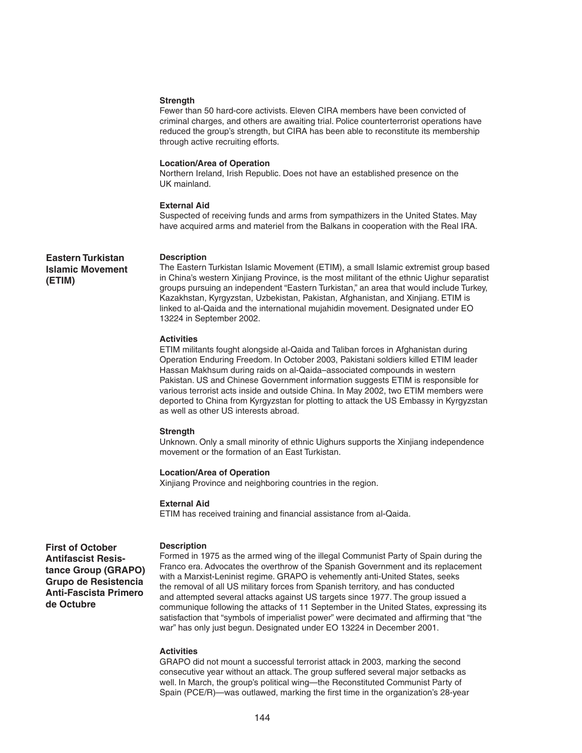#### Strength

Fewer than 50 hard-core activists. Eleven CIRA members have been convicted of criminal charges, and others are awaiting trial. Police counterterrorist operations have reduced the group's strength, but CIRA has been able to reconstitute its membership through active recruiting efforts.

#### Location/Area of Operation

Northern Ireland, Irish Republic. Does not have an established presence on the UK mainland.

#### External Aid

Suspected of receiving funds and arms from sympathizers in the United States. May have acquired arms and materiel from the Balkans in cooperation with the Real IRA.

## Eastern Turkistan Islamic Movement (ETIM)

#### Description

The Eastern Turkistan Islamic Movement (ETIM), a small Islamic extremist group based in China's western Xinjiang Province, is the most militant of the ethnic Uighur separatist groups pursuing an independent "Eastern Turkistan," an area that would include Turkey, Kazakhstan, Kyrgyzstan, Uzbekistan, Pakistan, Afghanistan, and Xinjiang. ETIM is linked to al-Qaida and the international mujahidin movement. Designated under EO 13224 in September 2002.

#### Activities

ETIM militants fought alongside al-Qaida and Taliban forces in Afghanistan during Operation Enduring Freedom. In October 2003, Pakistani soldiers killed ETIM leader Hassan Makhsum during raids on al-Qaida–associated compounds in western Pakistan. US and Chinese Government information suggests ETIM is responsible for various terrorist acts inside and outside China. In May 2002, two ETIM members were deported to China from Kyrgyzstan for plotting to attack the US Embassy in Kyrgyzstan as well as other US interests abroad.

#### Strength

Unknown. Only a small minority of ethnic Uighurs supports the Xinjiang independence movement or the formation of an East Turkistan.

#### Location/Area of Operation

Xinjiang Province and neighboring countries in the region.

#### External Aid

ETIM has received training and financial assistance from al-Qaida.

## First of October Antifascist Resistance Group (GRAPO) Grupo de Resistencia Anti-Fascista Primero de Octubre

#### Description

Formed in 1975 as the armed wing of the illegal Communist Party of Spain during the Franco era. Advocates the overthrow of the Spanish Government and its replacement with a Marxist-Leninist regime. GRAPO is vehemently anti-United States, seeks the removal of all US military forces from Spanish territory, and has conducted and attempted several attacks against US targets since 1977. The group issued a communique following the attacks of 11 September in the United States, expressing its satisfaction that "symbols of imperialist power" were decimated and affirming that "the war" has only just begun. Designated under EO 13224 in December 2001.

#### Activities

GRAPO did not mount a successful terrorist attack in 2003, marking the second consecutive year without an attack. The group suffered several major setbacks as well. In March, the group's political wing—the Reconstituted Communist Party of Spain (PCE/R)—was outlawed, marking the first time in the organization's 28-year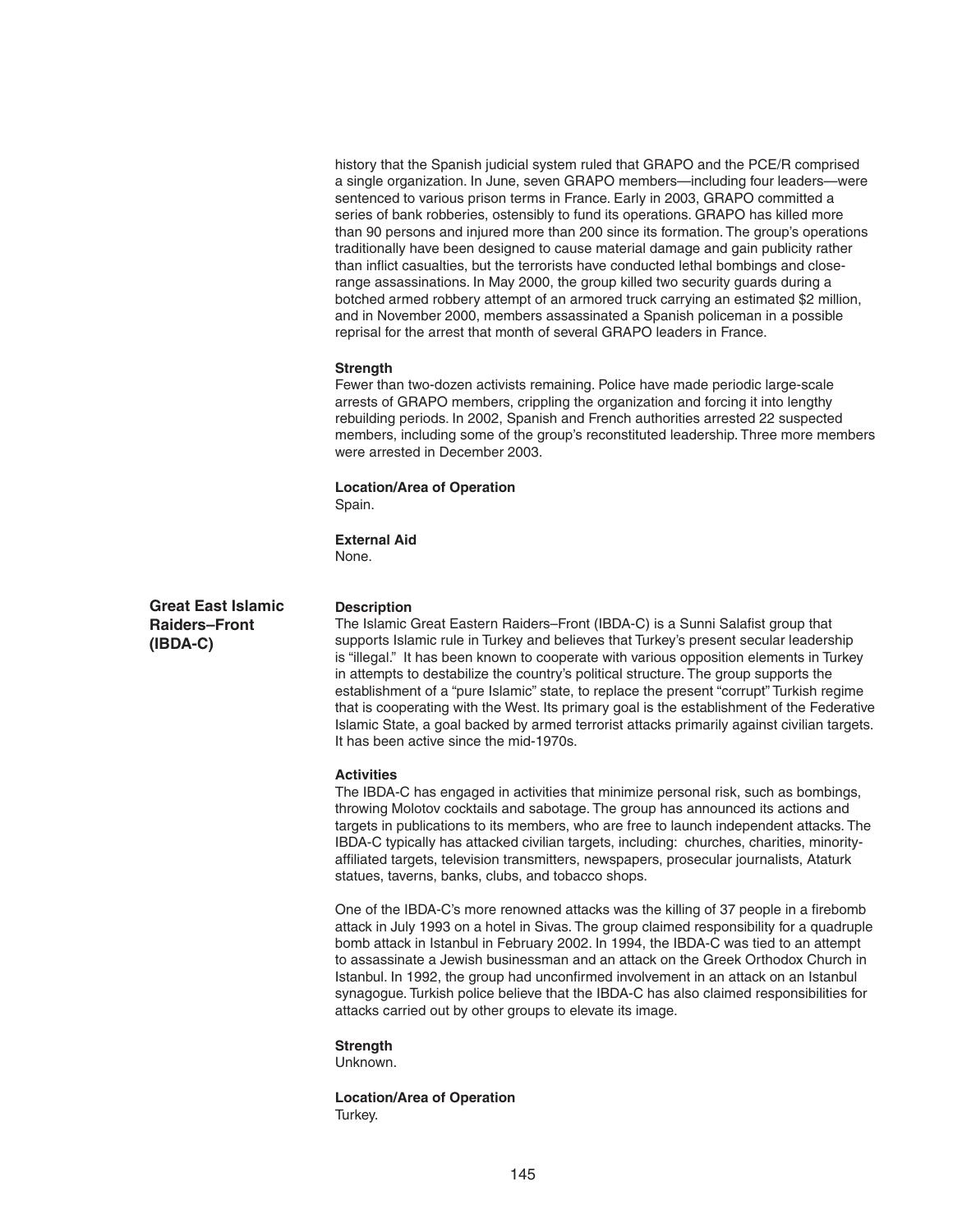history that the Spanish judicial system ruled that GRAPO and the PCE/R comprised a single organization. In June, seven GRAPO members—including four leaders—were sentenced to various prison terms in France. Early in 2003, GRAPO committed a series of bank robberies, ostensibly to fund its operations. GRAPO has killed more than 90 persons and injured more than 200 since its formation. The group's operations traditionally have been designed to cause material damage and gain publicity rather than inflict casualties, but the terrorists have conducted lethal bombings and close-range assassinations. In May 2000, the group killed two security guards during a botched armed robbery attempt of an armored truck carrying an estimated $2 million, and in November 2000, members assassinated a Spanish policeman in a possible reprisal for the arrest that month of several GRAPO leaders in France.

**Strength**
Fewer than two-dozen activists remaining. Police have made periodic large-scale arrests of GRAPO members, crippling the organization and forcing it into lengthy rebuilding periods. In 2002, Spanish and French authorities arrested 22 suspected members, including some of the group's reconstituted leadership. Three more members were arrested in December 2003.

**Location/Area of Operation**
Spain.

**External Aid**
None.

## Great East Islamic Raiders–Front (IBDA-C)

**Description**
The Islamic Great Eastern Raiders–Front (IBDA-C) is a Sunni Salafist group that supports Islamic rule in Turkey and believes that Turkey's present secular leadership is "illegal." It has been known to cooperate with various opposition elements in Turkey in attempts to destabilize the country's political structure. The group supports the establishment of a "pure Islamic" state, to replace the present "corrupt" Turkish regime that is cooperating with the West. Its primary goal is the establishment of the Federative Islamic State, a goal backed by armed terrorist attacks primarily against civilian targets. It has been active since the mid-1970s.

**Activities**
The IBDA-C has engaged in activities that minimize personal risk, such as bombings, throwing Molotov cocktails and sabotage. The group has announced its actions and targets in publications to its members, who are free to launch independent attacks. The IBDA-C typically has attacked civilian targets, including: churches, charities, minority-affiliated targets, television transmitters, newspapers, prosecular journalists, Ataturk statues, taverns, banks, clubs, and tobacco shops.

One of the IBDA-C's more renowned attacks was the killing of 37 people in a firebomb attack in July 1993 on a hotel in Sivas. The group claimed responsibility for a quadruple bomb attack in Istanbul in February 2002. In 1994, the IBDA-C was tied to an attempt to assassinate a Jewish businessman and an attack on the Greek Orthodox Church in Istanbul. In 1992, the group had unconfirmed involvement in an attack on an Istanbul synagogue. Turkish police believe that the IBDA-C has also claimed responsibilities for attacks carried out by other groups to elevate its image.

**Strength**
Unknown.

**Location/Area of Operation**
Turkey.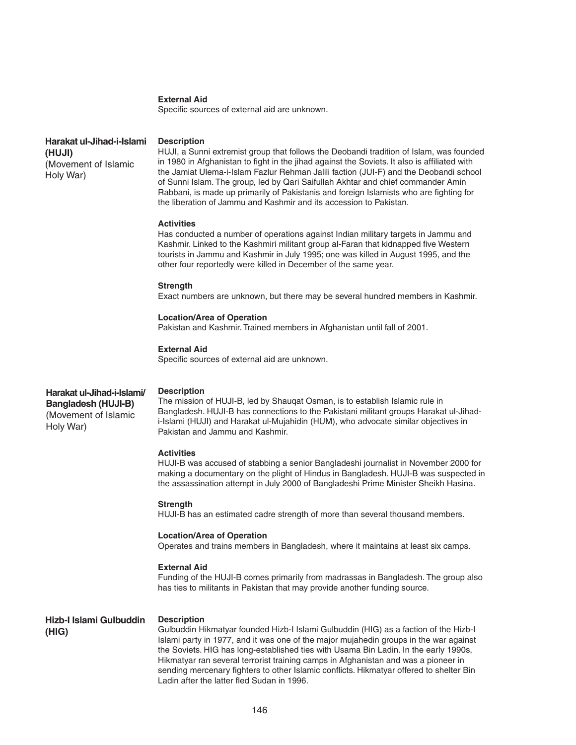**External Aid**
Specific sources of external aid are unknown.

## Harakat ul-Jihad-i-Islami (HUJI)
(Movement of Islamic Holy War)

**Description**
HUJI, a Sunni extremist group that follows the Deobandi tradition of Islam, was founded in 1980 in Afghanistan to fight in the jihad against the Soviets. It also is affiliated with the Jamiat Ulema-i-Islam Fazlur Rehman Jalili faction (JUI-F) and the Deobandi school of Sunni Islam. The group, led by Qari Saifullah Akhtar and chief commander Amin Rabbani, is made up primarily of Pakistanis and foreign Islamists who are fighting for the liberation of Jammu and Kashmir and its accession to Pakistan.

**Activities**
Has conducted a number of operations against Indian military targets in Jammu and Kashmir. Linked to the Kashmiri militant group al-Faran that kidnapped five Western tourists in Jammu and Kashmir in July 1995; one was killed in August 1995, and the other four reportedly were killed in December of the same year.

**Strength**
Exact numbers are unknown, but there may be several hundred members in Kashmir.

**Location/Area of Operation**
Pakistan and Kashmir. Trained members in Afghanistan until fall of 2001.

**External Aid**
Specific sources of external aid are unknown.

## Harakat ul-Jihad-i-Islami/ Bangladesh (HUJI-B)
(Movement of Islamic Holy War)

**Description**
The mission of HUJI-B, led by Shauqat Osman, is to establish Islamic rule in Bangladesh. HUJI-B has connections to the Pakistani militant groups Harakat ul-Jihad-i-Islami (HUJI) and Harakat ul-Mujahidin (HUM), who advocate similar objectives in Pakistan and Jammu and Kashmir.

**Activities**
HUJI-B was accused of stabbing a senior Bangladeshi journalist in November 2000 for making a documentary on the plight of Hindus in Bangladesh. HUJI-B was suspected in the assassination attempt in July 2000 of Bangladeshi Prime Minister Sheikh Hasina.

**Strength**
HUJI-B has an estimated cadre strength of more than several thousand members.

**Location/Area of Operation**
Operates and trains members in Bangladesh, where it maintains at least six camps.

**External Aid**
Funding of the HUJI-B comes primarily from madrassas in Bangladesh. The group also has ties to militants in Pakistan that may provide another funding source.

## Hizb-I Islami Gulbuddin (HIG)

**Description**
Gulbuddin Hikmatyar founded Hizb-I Islami Gulbuddin (HIG) as a faction of the Hizb-I Islami party in 1977, and it was one of the major mujahedin groups in the war against the Soviets. HIG has long-established ties with Usama Bin Ladin. In the early 1990s, Hikmatyar ran several terrorist training camps in Afghanistan and was a pioneer in sending mercenary fighters to other Islamic conflicts. Hikmatyar offered to shelter Bin Ladin after the latter fled Sudan in 1996.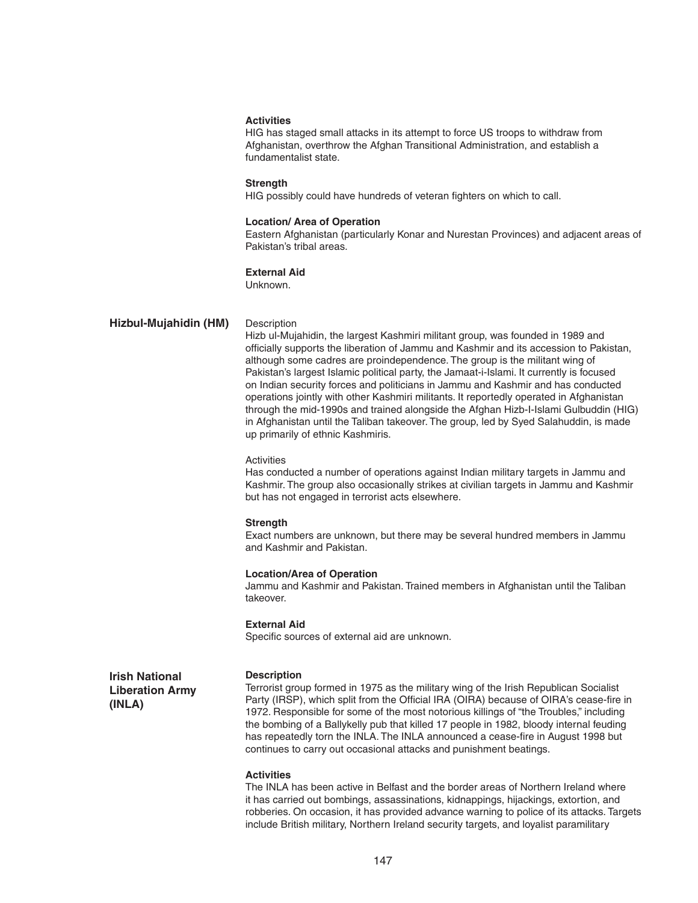**Activities**
HIG has staged small attacks in its attempt to force US troops to withdraw from Afghanistan, overthrow the Afghan Transitional Administration, and establish a fundamentalist state.

**Strength**
HIG possibly could have hundreds of veteran fighters on which to call.

**Location/ Area of Operation**
Eastern Afghanistan (particularly Konar and Nurestan Provinces) and adjacent areas of Pakistan's tribal areas.

**External Aid**
Unknown.

## Hizbul-Mujahidin (HM)

Description
Hizb ul-Mujahidin, the largest Kashmiri militant group, was founded in 1989 and officially supports the liberation of Jammu and Kashmir and its accession to Pakistan, although some cadres are proindependence. The group is the militant wing of Pakistan's largest Islamic political party, the Jamaat-i-Islami. It currently is focused on Indian security forces and politicians in Jammu and Kashmir and has conducted operations jointly with other Kashmiri militants. It reportedly operated in Afghanistan through the mid-1990s and trained alongside the Afghan Hizb-I-Islami Gulbuddin (HIG) in Afghanistan until the Taliban takeover. The group, led by Syed Salahuddin, is made up primarily of ethnic Kashmiris.

Activities
Has conducted a number of operations against Indian military targets in Jammu and Kashmir. The group also occasionally strikes at civilian targets in Jammu and Kashmir but has not engaged in terrorist acts elsewhere.

**Strength**
Exact numbers are unknown, but there may be several hundred members in Jammu and Kashmir and Pakistan.

**Location/Area of Operation**
Jammu and Kashmir and Pakistan. Trained members in Afghanistan until the Taliban takeover.

**External Aid**
Specific sources of external aid are unknown.

## Irish National Liberation Army (INLA)

**Description**
Terrorist group formed in 1975 as the military wing of the Irish Republican Socialist Party (IRSP), which split from the Official IRA (OIRA) because of OIRA's cease-fire in 1972. Responsible for some of the most notorious killings of "the Troubles," including the bombing of a Ballykelly pub that killed 17 people in 1982, bloody internal feuding has repeatedly torn the INLA. The INLA announced a cease-fire in August 1998 but continues to carry out occasional attacks and punishment beatings.

**Activities**
The INLA has been active in Belfast and the border areas of Northern Ireland where it has carried out bombings, assassinations, kidnappings, hijackings, extortion, and robberies. On occasion, it has provided advance warning to police of its attacks. Targets include British military, Northern Ireland security targets, and loyalist paramilitary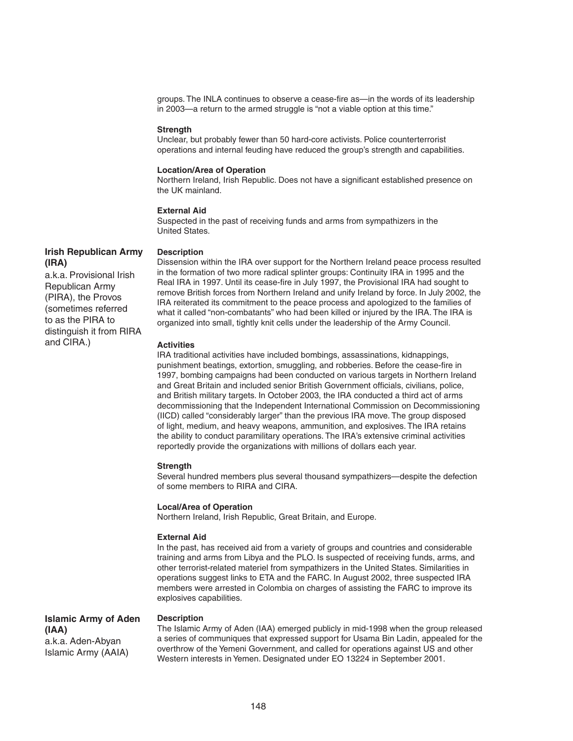groups. The INLA continues to observe a cease-fire as—in the words of its leadership in 2003—a return to the armed struggle is "not a viable option at this time."

**Strength**

Unclear, but probably fewer than 50 hard-core activists. Police counterterrorist operations and internal feuding have reduced the group's strength and capabilities.

**Location/Area of Operation**

Northern Ireland, Irish Republic. Does not have a significant established presence on the UK mainland.

**External Aid**

Suspected in the past of receiving funds and arms from sympathizers in the United States.

## Irish Republican Army (IRA)

a.k.a. Provisional Irish Republican Army (PIRA), the Provos (sometimes referred to as the PIRA to distinguish it from RIRA and CIRA.)

**Description**

Dissension within the IRA over support for the Northern Ireland peace process resulted in the formation of two more radical splinter groups: Continuity IRA in 1995 and the Real IRA in 1997. Until its cease-fire in July 1997, the Provisional IRA had sought to remove British forces from Northern Ireland and unify Ireland by force. In July 2002, the IRA reiterated its commitment to the peace process and apologized to the families of what it called "non-combatants" who had been killed or injured by the IRA. The IRA is organized into small, tightly knit cells under the leadership of the Army Council.

**Activities**

IRA traditional activities have included bombings, assassinations, kidnappings, punishment beatings, extortion, smuggling, and robberies. Before the cease-fire in 1997, bombing campaigns had been conducted on various targets in Northern Ireland and Great Britain and included senior British Government officials, civilians, police, and British military targets. In October 2003, the IRA conducted a third act of arms decommissioning that the Independent International Commission on Decommissioning (IICD) called "considerably larger" than the previous IRA move. The group disposed of light, medium, and heavy weapons, ammunition, and explosives. The IRA retains the ability to conduct paramilitary operations. The IRA's extensive criminal activities reportedly provide the organizations with millions of dollars each year.

**Strength**

Several hundred members plus several thousand sympathizers—despite the defection of some members to RIRA and CIRA.

**Local/Area of Operation**

Northern Ireland, Irish Republic, Great Britain, and Europe.

**External Aid**

In the past, has received aid from a variety of groups and countries and considerable training and arms from Libya and the PLO. Is suspected of receiving funds, arms, and other terrorist-related materiel from sympathizers in the United States. Similarities in operations suggest links to ETA and the FARC. In August 2002, three suspected IRA members were arrested in Colombia on charges of assisting the FARC to improve its explosives capabilities.

## Islamic Army of Aden (IAA)

a.k.a. Aden-Abyan Islamic Army (AAIA)

**Description**

The Islamic Army of Aden (IAA) emerged publicly in mid-1998 when the group released a series of communiques that expressed support for Usama Bin Ladin, appealed for the overthrow of the Yemeni Government, and called for operations against US and other Western interests in Yemen. Designated under EO 13224 in September 2001.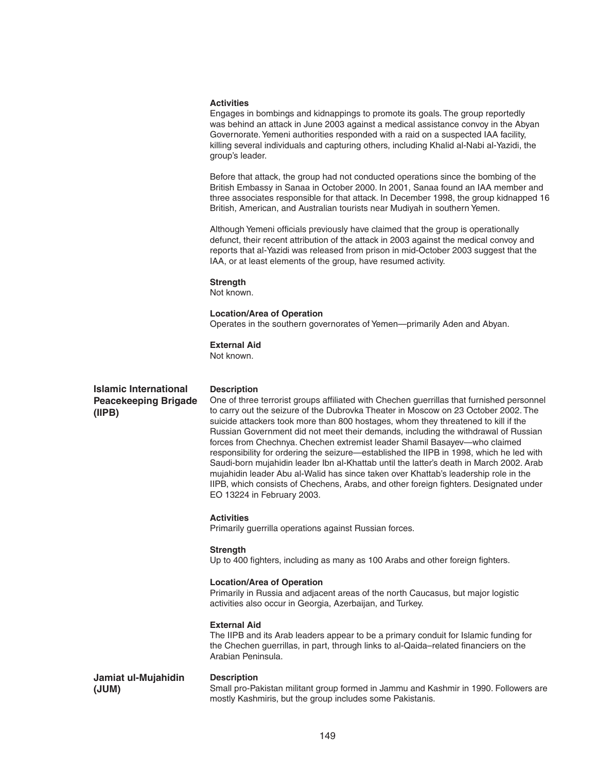**Activities**

Engages in bombings and kidnappings to promote its goals. The group reportedly was behind an attack in June 2003 against a medical assistance convoy in the Abyan Governorate. Yemeni authorities responded with a raid on a suspected IAA facility, killing several individuals and capturing others, including Khalid al-Nabi al-Yazidi, the group's leader.

Before that attack, the group had not conducted operations since the bombing of the British Embassy in Sanaa in October 2000. In 2001, Sanaa found an IAA member and three associates responsible for that attack. In December 1998, the group kidnapped 16 British, American, and Australian tourists near Mudiyah in southern Yemen.

Although Yemeni officials previously have claimed that the group is operationally defunct, their recent attribution of the attack in 2003 against the medical convoy and reports that al-Yazidi was released from prison in mid-October 2003 suggest that the IAA, or at least elements of the group, have resumed activity.

**Strength**

Not known.

**Location/Area of Operation**

Operates in the southern governorates of Yemen—primarily Aden and Abyan.

**External Aid**

Not known.

## Islamic International Peacekeeping Brigade (IIPB)

**Description**

One of three terrorist groups affiliated with Chechen guerrillas that furnished personnel to carry out the seizure of the Dubrovka Theater in Moscow on 23 October 2002. The suicide attackers took more than 800 hostages, whom they threatened to kill if the Russian Government did not meet their demands, including the withdrawal of Russian forces from Chechnya. Chechen extremist leader Shamil Basayev—who claimed responsibility for ordering the seizure—established the IIPB in 1998, which he led with Saudi-born mujahidin leader Ibn al-Khattab until the latter's death in March 2002. Arab mujahidin leader Abu al-Walid has since taken over Khattab's leadership role in the IIPB, which consists of Chechens, Arabs, and other foreign fighters. Designated under EO 13224 in February 2003.

**Activities**

Primarily guerrilla operations against Russian forces.

**Strength**

Up to 400 fighters, including as many as 100 Arabs and other foreign fighters.

**Location/Area of Operation**

Primarily in Russia and adjacent areas of the north Caucasus, but major logistic activities also occur in Georgia, Azerbaijan, and Turkey.

**External Aid**

The IIPB and its Arab leaders appear to be a primary conduit for Islamic funding for the Chechen guerrillas, in part, through links to al-Qaida–related financiers on the Arabian Peninsula.

## Jamiat ul-Mujahidin (JUM)

**Description**

Small pro-Pakistan militant group formed in Jammu and Kashmir in 1990. Followers are mostly Kashmiris, but the group includes some Pakistanis.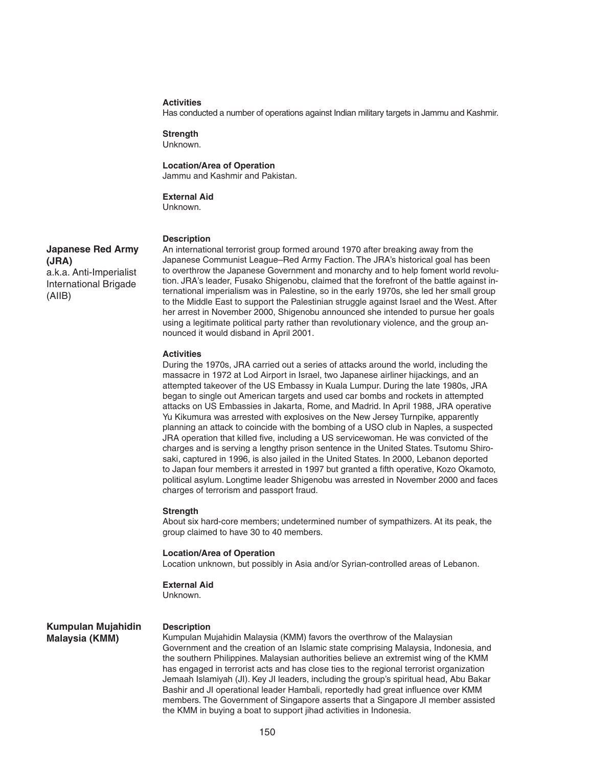**Activities**
Has conducted a number of operations against Indian military targets in Jammu and Kashmir.

**Strength**
Unknown.

**Location/Area of Operation**
Jammu and Kashmir and Pakistan.

**External Aid**
Unknown.

## Japanese Red Army (JRA)
a.k.a. Anti-Imperialist International Brigade (AIIB)

**Description**
An international terrorist group formed around 1970 after breaking away from the Japanese Communist League–Red Army Faction. The JRA's historical goal has been to overthrow the Japanese Government and monarchy and to help foment world revolution. JRA's leader, Fusako Shigenobu, claimed that the forefront of the battle against international imperialism was in Palestine, so in the early 1970s, she led her small group to the Middle East to support the Palestinian struggle against Israel and the West. After her arrest in November 2000, Shigenobu announced she intended to pursue her goals using a legitimate political party rather than revolutionary violence, and the group announced it would disband in April 2001.

**Activities**
During the 1970s, JRA carried out a series of attacks around the world, including the massacre in 1972 at Lod Airport in Israel, two Japanese airliner hijackings, and an attempted takeover of the US Embassy in Kuala Lumpur. During the late 1980s, JRA began to single out American targets and used car bombs and rockets in attempted attacks on US Embassies in Jakarta, Rome, and Madrid. In April 1988, JRA operative Yu Kikumura was arrested with explosives on the New Jersey Turnpike, apparently planning an attack to coincide with the bombing of a USO club in Naples, a suspected JRA operation that killed five, including a US servicewoman. He was convicted of the charges and is serving a lengthy prison sentence in the United States. Tsutomu Shirosaki, captured in 1996, is also jailed in the United States. In 2000, Lebanon deported to Japan four members it arrested in 1997 but granted a fifth operative, Kozo Okamoto, political asylum. Longtime leader Shigenobu was arrested in November 2000 and faces charges of terrorism and passport fraud.

**Strength**
About six hard-core members; undetermined number of sympathizers. At its peak, the group claimed to have 30 to 40 members.

**Location/Area of Operation**
Location unknown, but possibly in Asia and/or Syrian-controlled areas of Lebanon.

**External Aid**
Unknown.

## Kumpulan Mujahidin Malaysia (KMM)

**Description**
Kumpulan Mujahidin Malaysia (KMM) favors the overthrow of the Malaysian Government and the creation of an Islamic state comprising Malaysia, Indonesia, and the southern Philippines. Malaysian authorities believe an extremist wing of the KMM has engaged in terrorist acts and has close ties to the regional terrorist organization Jemaah Islamiyah (JI). Key JI leaders, including the group's spiritual head, Abu Bakar Bashir and JI operational leader Hambali, reportedly had great influence over KMM members. The Government of Singapore asserts that a Singapore JI member assisted the KMM in buying a boat to support jihad activities in Indonesia.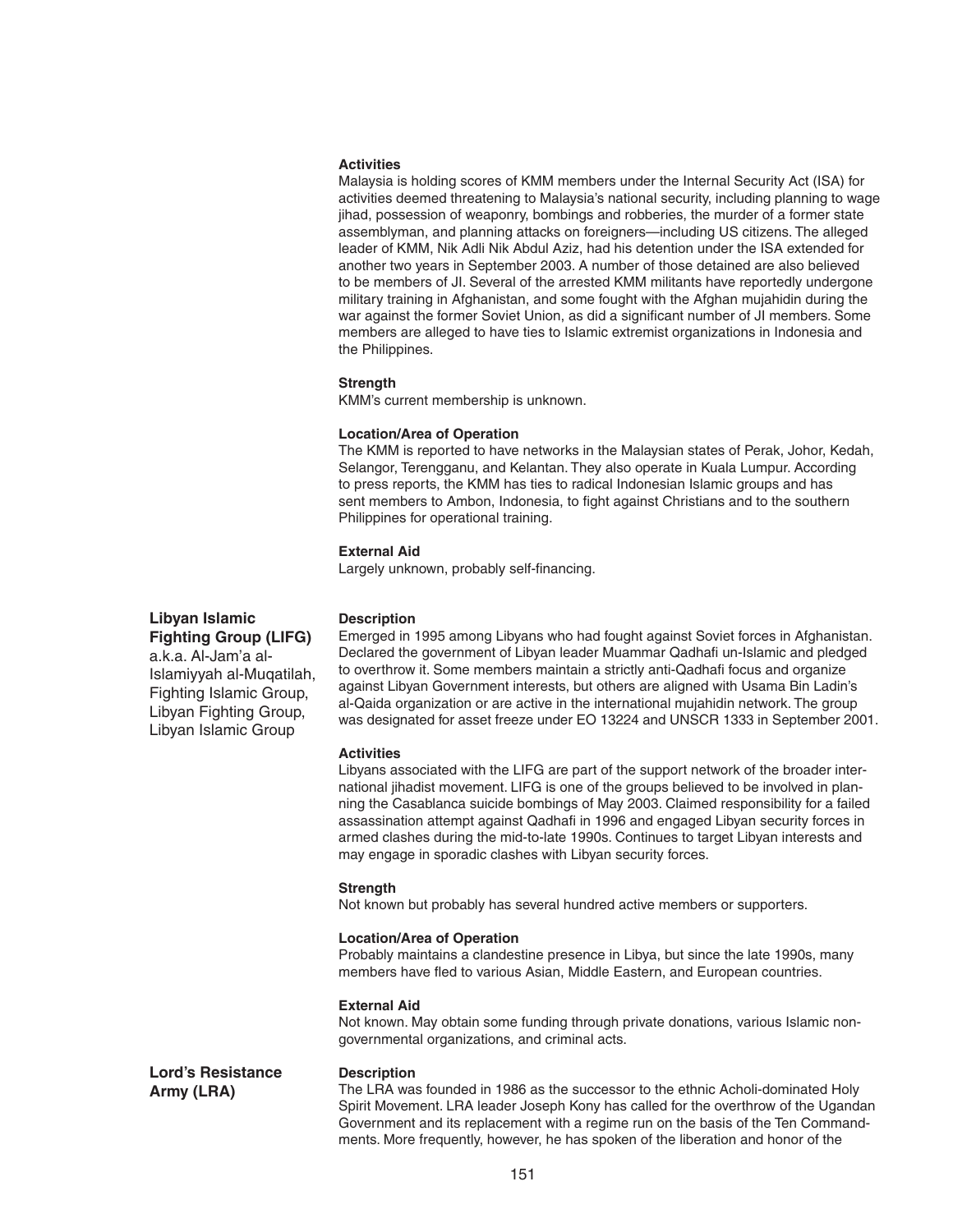#### Activities

Malaysia is holding scores of KMM members under the Internal Security Act (ISA) for activities deemed threatening to Malaysia's national security, including planning to wage jihad, possession of weaponry, bombings and robberies, the murder of a former state assemblyman, and planning attacks on foreigners—including US citizens. The alleged leader of KMM, Nik Adli Nik Abdul Aziz, had his detention under the ISA extended for another two years in September 2003. A number of those detained are also believed to be members of JI. Several of the arrested KMM militants have reportedly undergone military training in Afghanistan, and some fought with the Afghan mujahidin during the war against the former Soviet Union, as did a significant number of JI members. Some members are alleged to have ties to Islamic extremist organizations in Indonesia and the Philippines.

#### Strength

KMM's current membership is unknown.

#### Location/Area of Operation

The KMM is reported to have networks in the Malaysian states of Perak, Johor, Kedah, Selangor, Terengganu, and Kelantan. They also operate in Kuala Lumpur. According to press reports, the KMM has ties to radical Indonesian Islamic groups and has sent members to Ambon, Indonesia, to fight against Christians and to the southern Philippines for operational training.

#### External Aid

Largely unknown, probably self-financing.

### Libyan Islamic Fighting Group (LIFG)

a.k.a. Al-Jam'a al-Islamiyyah al-Muqatilah, Fighting Islamic Group, Libyan Fighting Group, Libyan Islamic Group

#### Description

Emerged in 1995 among Libyans who had fought against Soviet forces in Afghanistan. Declared the government of Libyan leader Muammar Qadhafi un-Islamic and pledged to overthrow it. Some members maintain a strictly anti-Qadhafi focus and organize against Libyan Government interests, but others are aligned with Usama Bin Ladin's al-Qaida organization or are active in the international mujahidin network. The group was designated for asset freeze under EO 13224 and UNSCR 1333 in September 2001.

#### Activities

Libyans associated with the LIFG are part of the support network of the broader international jihadist movement. LIFG is one of the groups believed to be involved in planning the Casablanca suicide bombings of May 2003. Claimed responsibility for a failed assassination attempt against Qadhafi in 1996 and engaged Libyan security forces in armed clashes during the mid-to-late 1990s. Continues to target Libyan interests and may engage in sporadic clashes with Libyan security forces.

#### Strength

Not known but probably has several hundred active members or supporters.

#### Location/Area of Operation

Probably maintains a clandestine presence in Libya, but since the late 1990s, many members have fled to various Asian, Middle Eastern, and European countries.

#### External Aid

Not known. May obtain some funding through private donations, various Islamic non-governmental organizations, and criminal acts.

### Lord's Resistance Army (LRA)

#### Description

The LRA was founded in 1986 as the successor to the ethnic Acholi-dominated Holy Spirit Movement. LRA leader Joseph Kony has called for the overthrow of the Ugandan Government and its replacement with a regime run on the basis of the Ten Commandments. More frequently, however, he has spoken of the liberation and honor of the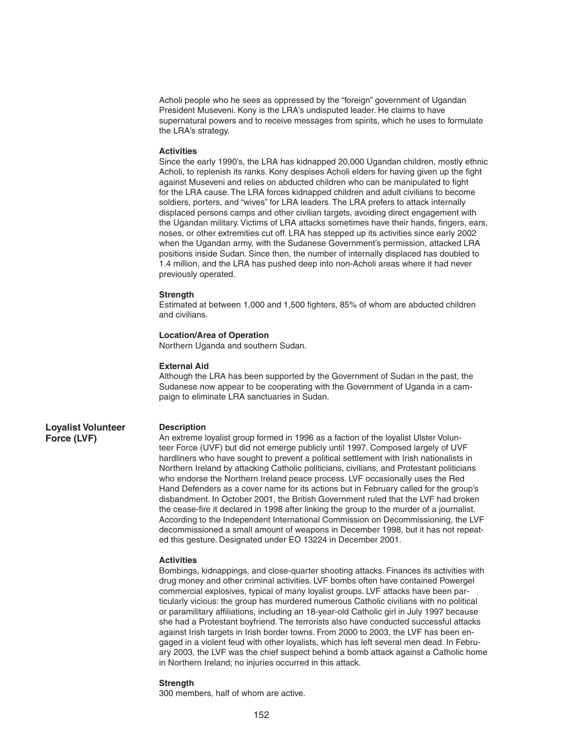Acholi people who he sees as oppressed by the "foreign" government of Ugandan President Museveni. Kony is the LRA's undisputed leader. He claims to have supernatural powers and to receive messages from spirits, which he uses to formulate the LRA's strategy.

**Activities**

Since the early 1990's, the LRA has kidnapped 20,000 Ugandan children, mostly ethnic Acholi, to replenish its ranks. Kony despises Acholi elders for having given up the fight against Museveni and relies on abducted children who can be manipulated to fight for the LRA cause. The LRA forces kidnapped children and adult civilians to become soldiers, porters, and "wives" for LRA leaders. The LRA prefers to attack internally displaced persons camps and other civilian targets, avoiding direct engagement with the Ugandan military. Victims of LRA attacks sometimes have their hands, fingers, ears, noses, or other extremities cut off. LRA has stepped up its activities since early 2002 when the Ugandan army, with the Sudanese Government's permission, attacked LRA positions inside Sudan. Since then, the number of internally displaced has doubled to 1.4 million, and the LRA has pushed deep into non-Acholi areas where it had never previously operated.

**Strength**

Estimated at between 1,000 and 1,500 fighters, 85% of whom are abducted children and civilians.

**Location/Area of Operation**

Northern Uganda and southern Sudan.

**External Aid**

Although the LRA has been supported by the Government of Sudan in the past, the Sudanese now appear to be cooperating with the Government of Uganda in a campaign to eliminate LRA sanctuaries in Sudan.

## Loyalist Volunteer Force (LVF)

**Description**

An extreme loyalist group formed in 1996 as a faction of the loyalist Ulster Volunteer Force (UVF) but did not emerge publicly until 1997. Composed largely of UVF hardliners who have sought to prevent a political settlement with Irish nationalists in Northern Ireland by attacking Catholic politicians, civilians, and Protestant politicians who endorse the Northern Ireland peace process. LVF occasionally uses the Red Hand Defenders as a cover name for its actions but in February called for the group's disbandment. In October 2001, the British Government ruled that the LVF had broken the cease-fire it declared in 1998 after linking the group to the murder of a journalist. According to the Independent International Commission on Decommissioning, the LVF decommissioned a small amount of weapons in December 1998, but it has not repeated this gesture. Designated under EO 13224 in December 2001.

**Activities**

Bombings, kidnappings, and close-quarter shooting attacks. Finances its activities with drug money and other criminal activities. LVF bombs often have contained Powergel commercial explosives, typical of many loyalist groups. LVF attacks have been particularly vicious: the group has murdered numerous Catholic civilians with no political or paramilitary affiliations, including an 18-year-old Catholic girl in July 1997 because she had a Protestant boyfriend. The terrorists also have conducted successful attacks against Irish targets in Irish border towns. From 2000 to 2003, the LVF has been engaged in a violent feud with other loyalists, which has left several men dead. In February 2003, the LVF was the chief suspect behind a bomb attack against a Catholic home in Northern Ireland; no injuries occurred in this attack.

**Strength**

300 members, half of whom are active.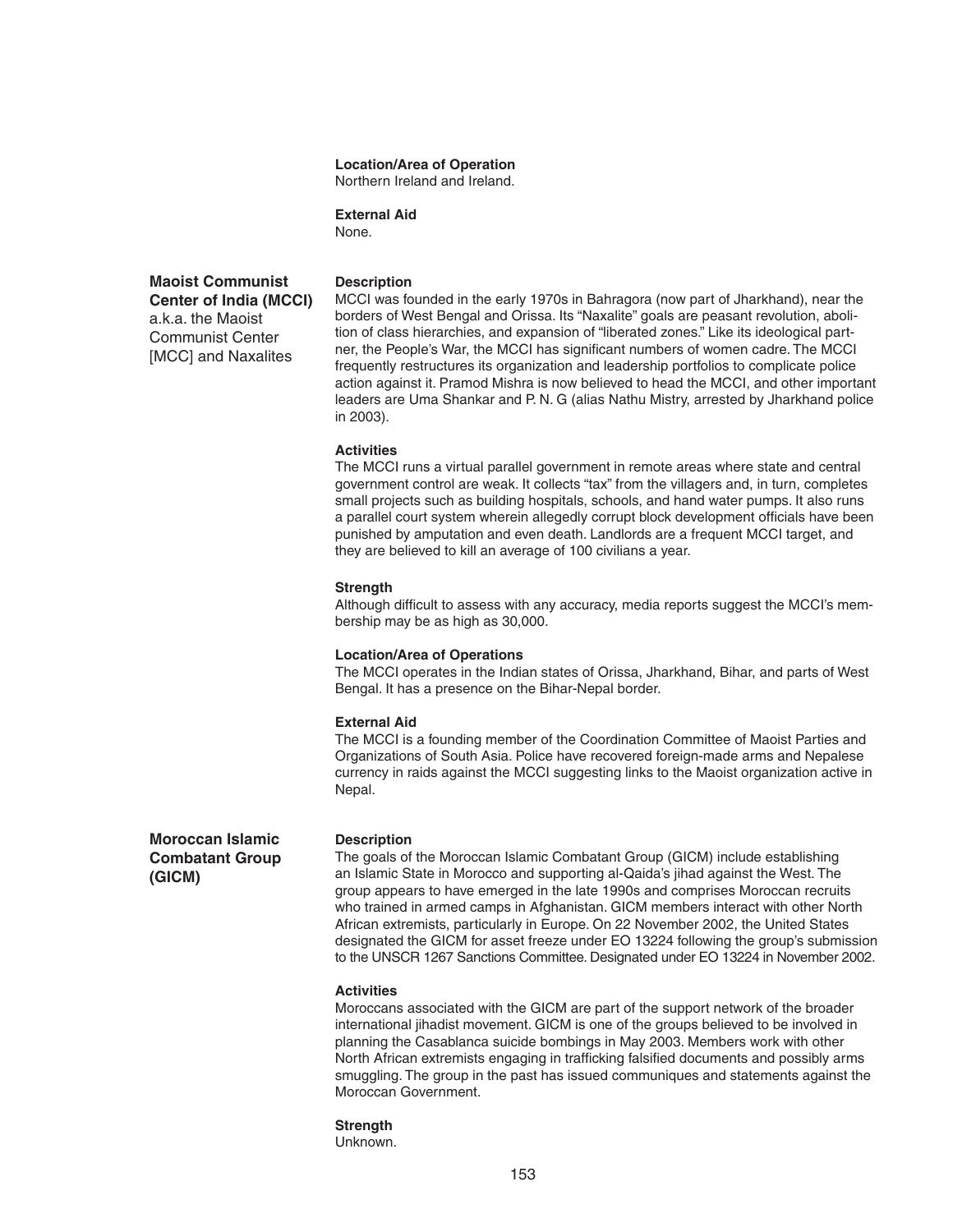**Location/Area of Operation**
Northern Ireland and Ireland.

**External Aid**
None.

## Maoist Communist Center of India (MCCI)

a.k.a. the Maoist Communist Center [MCC] and Naxalites

**Description**
MCCI was founded in the early 1970s in Bahragora (now part of Jharkhand), near the borders of West Bengal and Orissa. Its "Naxalite" goals are peasant revolution, abolition of class hierarchies, and expansion of "liberated zones." Like its ideological partner, the People's War, the MCCI has significant numbers of women cadre. The MCCI frequently restructures its organization and leadership portfolios to complicate police action against it. Pramod Mishra is now believed to head the MCCI, and other important leaders are Uma Shankar and P. N. G (alias Nathu Mistry, arrested by Jharkhand police in 2003).

**Activities**
The MCCI runs a virtual parallel government in remote areas where state and central government control are weak. It collects "tax" from the villagers and, in turn, completes small projects such as building hospitals, schools, and hand water pumps. It also runs a parallel court system wherein allegedly corrupt block development officials have been punished by amputation and even death. Landlords are a frequent MCCI target, and they are believed to kill an average of 100 civilians a year.

**Strength**
Although difficult to assess with any accuracy, media reports suggest the MCCI's membership may be as high as 30,000.

**Location/Area of Operations**
The MCCI operates in the Indian states of Orissa, Jharkhand, Bihar, and parts of West Bengal. It has a presence on the Bihar-Nepal border.

**External Aid**
The MCCI is a founding member of the Coordination Committee of Maoist Parties and Organizations of South Asia. Police have recovered foreign-made arms and Nepalese currency in raids against the MCCI suggesting links to the Maoist organization active in Nepal.

## Moroccan Islamic Combatant Group (GICM)

**Description**
The goals of the Moroccan Islamic Combatant Group (GICM) include establishing an Islamic State in Morocco and supporting al-Qaida's jihad against the West. The group appears to have emerged in the late 1990s and comprises Moroccan recruits who trained in armed camps in Afghanistan. GICM members interact with other North African extremists, particularly in Europe. On 22 November 2002, the United States designated the GICM for asset freeze under EO 13224 following the group's submission to the UNSCR 1267 Sanctions Committee. Designated under EO 13224 in November 2002.

**Activities**
Moroccans associated with the GICM are part of the support network of the broader international jihadist movement. GICM is one of the groups believed to be involved in planning the Casablanca suicide bombings in May 2003. Members work with other North African extremists engaging in trafficking falsified documents and possibly arms smuggling. The group in the past has issued communiques and statements against the Moroccan Government.

**Strength**
Unknown.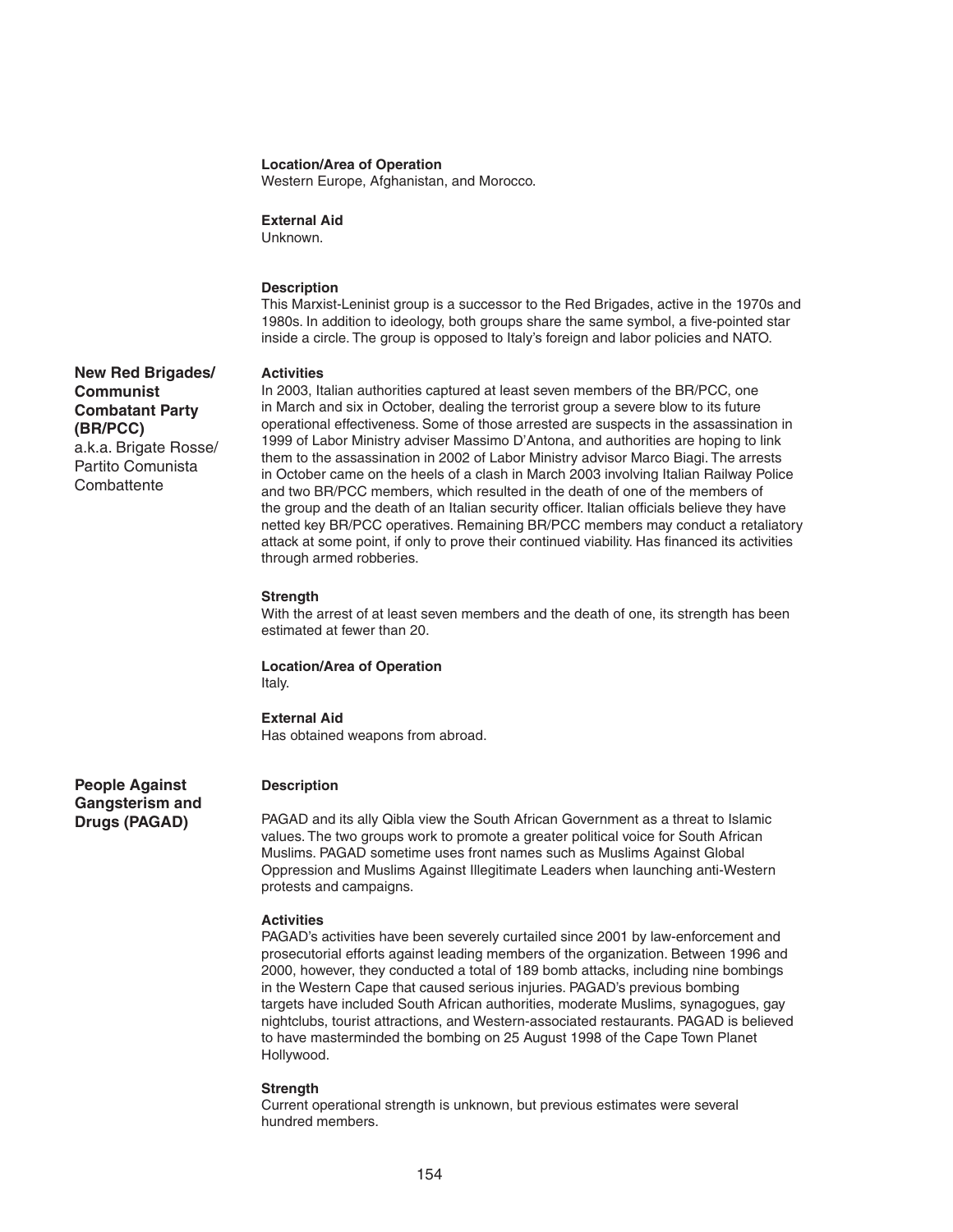**Location/Area of Operation**
Western Europe, Afghanistan, and Morocco.

**External Aid**
Unknown.

## New Red Brigades/ Communist Combatant Party (BR/PCC)

a.k.a. Brigate Rosse/ Partito Comunista Combattente

**Description**
This Marxist-Leninist group is a successor to the Red Brigades, active in the 1970s and 1980s. In addition to ideology, both groups share the same symbol, a five-pointed star inside a circle. The group is opposed to Italy's foreign and labor policies and NATO.

**Activities**
In 2003, Italian authorities captured at least seven members of the BR/PCC, one in March and six in October, dealing the terrorist group a severe blow to its future operational effectiveness. Some of those arrested are suspects in the assassination in 1999 of Labor Ministry adviser Massimo D'Antona, and authorities are hoping to link them to the assassination in 2002 of Labor Ministry advisor Marco Biagi. The arrests in October came on the heels of a clash in March 2003 involving Italian Railway Police and two BR/PCC members, which resulted in the death of one of the members of the group and the death of an Italian security officer. Italian officials believe they have netted key BR/PCC operatives. Remaining BR/PCC members may conduct a retaliatory attack at some point, if only to prove their continued viability. Has financed its activities through armed robberies.

**Strength**
With the arrest of at least seven members and the death of one, its strength has been estimated at fewer than 20.

**Location/Area of Operation**
Italy.

**External Aid**
Has obtained weapons from abroad.

## People Against Gangsterism and Drugs (PAGAD)

**Description**

PAGAD and its ally Qibla view the South African Government as a threat to Islamic values. The two groups work to promote a greater political voice for South African Muslims. PAGAD sometime uses front names such as Muslims Against Global Oppression and Muslims Against Illegitimate Leaders when launching anti-Western protests and campaigns.

**Activities**
PAGAD's activities have been severely curtailed since 2001 by law-enforcement and prosecutorial efforts against leading members of the organization. Between 1996 and 2000, however, they conducted a total of 189 bomb attacks, including nine bombings in the Western Cape that caused serious injuries. PAGAD's previous bombing targets have included South African authorities, moderate Muslims, synagogues, gay nightclubs, tourist attractions, and Western-associated restaurants. PAGAD is believed to have masterminded the bombing on 25 August 1998 of the Cape Town Planet Hollywood.

**Strength**
Current operational strength is unknown, but previous estimates were several hundred members.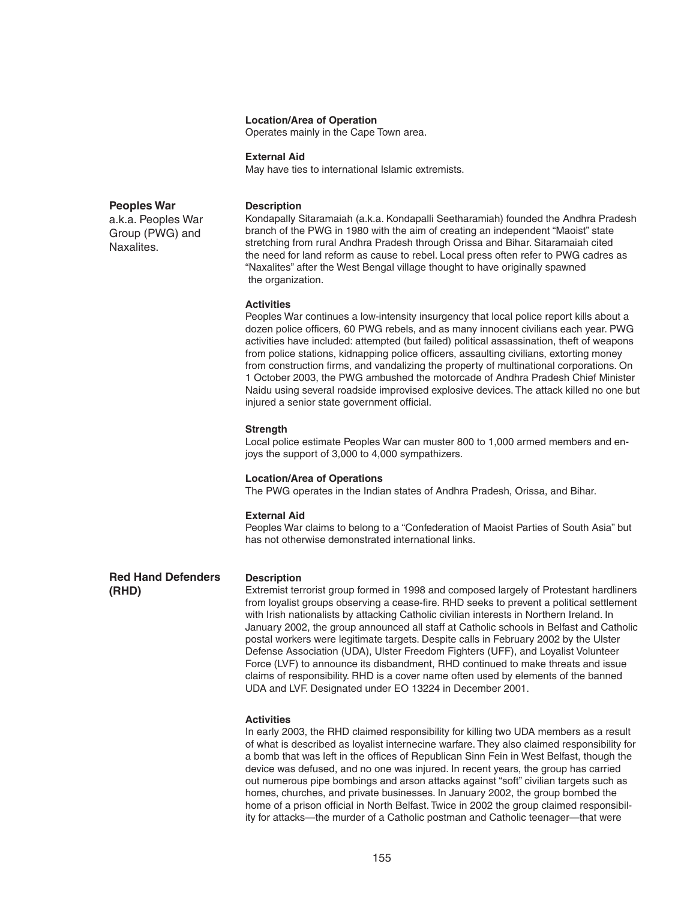**Location/Area of Operation**
Operates mainly in the Cape Town area.

**External Aid**
May have ties to international Islamic extremists.

## Peoples War

a.k.a. Peoples War Group (PWG) and Naxalites.

**Description**
Kondapally Sitaramaiah (a.k.a. Kondapalli Seetharamiah) founded the Andhra Pradesh branch of the PWG in 1980 with the aim of creating an independent "Maoist" state stretching from rural Andhra Pradesh through Orissa and Bihar. Sitaramaiah cited the need for land reform as cause to rebel. Local press often refer to PWG cadres as "Naxalites" after the West Bengal village thought to have originally spawned the organization.

**Activities**
Peoples War continues a low-intensity insurgency that local police report kills about a dozen police officers, 60 PWG rebels, and as many innocent civilians each year. PWG activities have included: attempted (but failed) political assassination, theft of weapons from police stations, kidnapping police officers, assaulting civilians, extorting money from construction firms, and vandalizing the property of multinational corporations. On 1 October 2003, the PWG ambushed the motorcade of Andhra Pradesh Chief Minister Naidu using several roadside improvised explosive devices. The attack killed no one but injured a senior state government official.

**Strength**
Local police estimate Peoples War can muster 800 to 1,000 armed members and enjoys the support of 3,000 to 4,000 sympathizers.

**Location/Area of Operations**
The PWG operates in the Indian states of Andhra Pradesh, Orissa, and Bihar.

**External Aid**
Peoples War claims to belong to a "Confederation of Maoist Parties of South Asia" but has not otherwise demonstrated international links.

## Red Hand Defenders (RHD)

**Description**
Extremist terrorist group formed in 1998 and composed largely of Protestant hardliners from loyalist groups observing a cease-fire. RHD seeks to prevent a political settlement with Irish nationalists by attacking Catholic civilian interests in Northern Ireland. In January 2002, the group announced all staff at Catholic schools in Belfast and Catholic postal workers were legitimate targets. Despite calls in February 2002 by the Ulster Defense Association (UDA), Ulster Freedom Fighters (UFF), and Loyalist Volunteer Force (LVF) to announce its disbandment, RHD continued to make threats and issue claims of responsibility. RHD is a cover name often used by elements of the banned UDA and LVF. Designated under EO 13224 in December 2001.

**Activities**
In early 2003, the RHD claimed responsibility for killing two UDA members as a result of what is described as loyalist internecine warfare. They also claimed responsibility for a bomb that was left in the offices of Republican Sinn Fein in West Belfast, though the device was defused, and no one was injured. In recent years, the group has carried out numerous pipe bombings and arson attacks against "soft" civilian targets such as homes, churches, and private businesses. In January 2002, the group bombed the home of a prison official in North Belfast. Twice in 2002 the group claimed responsibility for attacks—the murder of a Catholic postman and Catholic teenager—that were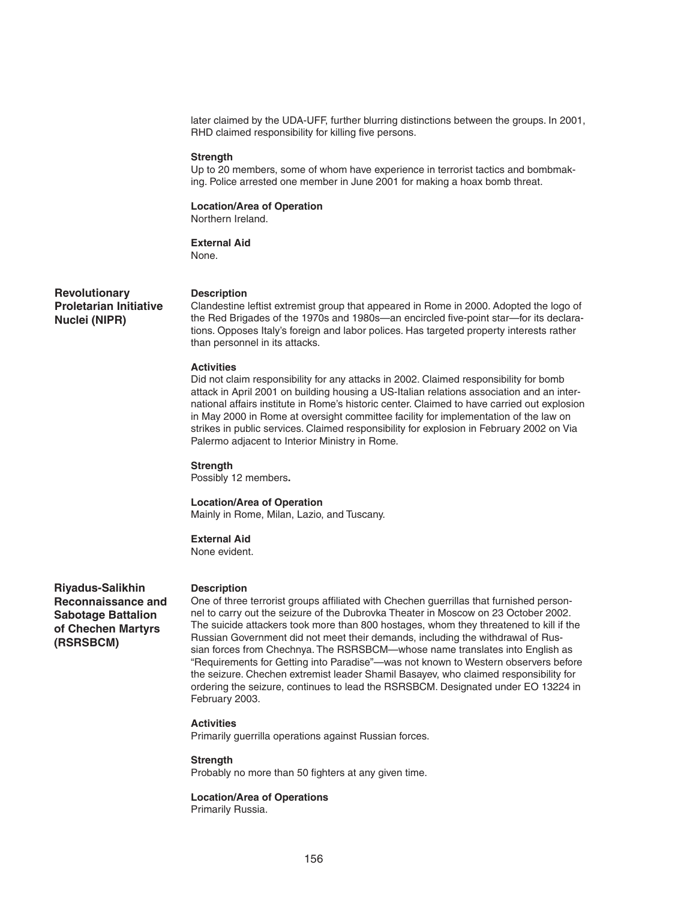later claimed by the UDA-UFF, further blurring distinctions between the groups. In 2001, RHD claimed responsibility for killing five persons.

**Strength**

Up to 20 members, some of whom have experience in terrorist tactics and bombmaking. Police arrested one member in June 2001 for making a hoax bomb threat.

**Location/Area of Operation**

Northern Ireland.

**External Aid**

None.

## Revolutionary Proletarian Initiative Nuclei (NIPR)

**Description**

Clandestine leftist extremist group that appeared in Rome in 2000. Adopted the logo of the Red Brigades of the 1970s and 1980s—an encircled five-point star—for its declarations. Opposes Italy's foreign and labor polices. Has targeted property interests rather than personnel in its attacks.

**Activities**

Did not claim responsibility for any attacks in 2002. Claimed responsibility for bomb attack in April 2001 on building housing a US-Italian relations association and an international affairs institute in Rome's historic center. Claimed to have carried out explosion in May 2000 in Rome at oversight committee facility for implementation of the law on strikes in public services. Claimed responsibility for explosion in February 2002 on Via Palermo adjacent to Interior Ministry in Rome.

**Strength**

Possibly 12 members**.**

**Location/Area of Operation**

Mainly in Rome, Milan, Lazio, and Tuscany.

**External Aid**

None evident.

## Riyadus-Salikhin Reconnaissance and Sabotage Battalion of Chechen Martyrs (RSRSBCM)

**Description**

One of three terrorist groups affiliated with Chechen guerrillas that furnished personnel to carry out the seizure of the Dubrovka Theater in Moscow on 23 October 2002. The suicide attackers took more than 800 hostages, whom they threatened to kill if the Russian Government did not meet their demands, including the withdrawal of Russian forces from Chechnya. The RSRSBCM—whose name translates into English as "Requirements for Getting into Paradise"—was not known to Western observers before the seizure. Chechen extremist leader Shamil Basayev, who claimed responsibility for ordering the seizure, continues to lead the RSRSBCM. Designated under EO 13224 in February 2003.

**Activities**

Primarily guerrilla operations against Russian forces.

**Strength**

Probably no more than 50 fighters at any given time.

**Location/Area of Operations**

Primarily Russia.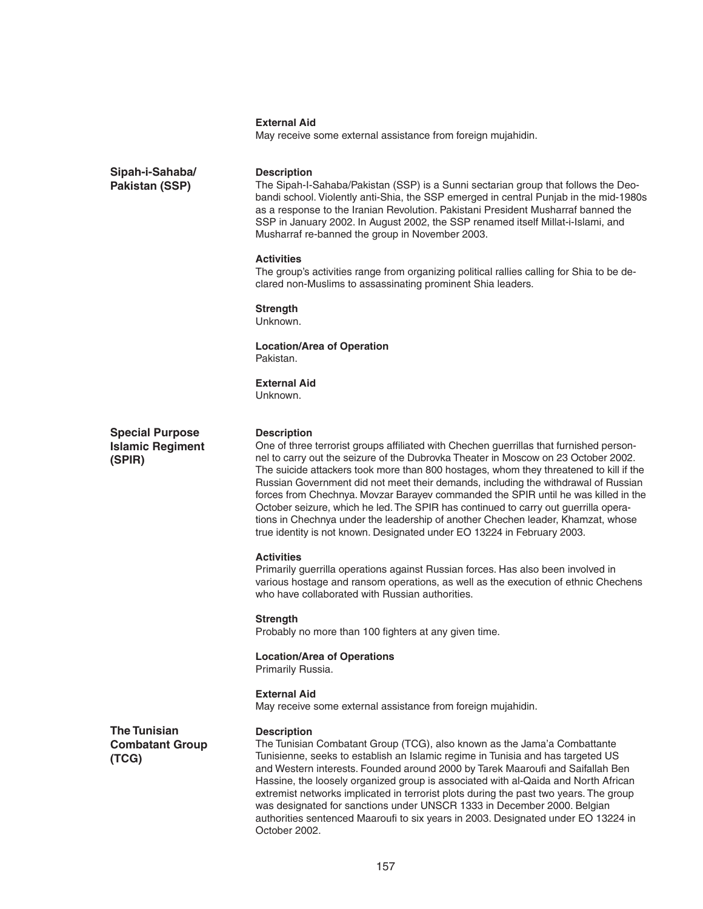**External Aid**
May receive some external assistance from foreign mujahidin.

## Sipah-i-Sahaba/Pakistan (SSP)

**Description**
The Sipah-I-Sahaba/Pakistan (SSP) is a Sunni sectarian group that follows the Deobandi school. Violently anti-Shia, the SSP emerged in central Punjab in the mid-1980s as a response to the Iranian Revolution. Pakistani President Musharraf banned the SSP in January 2002. In August 2002, the SSP renamed itself Millat-i-Islami, and Musharraf re-banned the group in November 2003.

**Activities**
The group's activities range from organizing political rallies calling for Shia to be declared non-Muslims to assassinating prominent Shia leaders.

**Strength**
Unknown.

**Location/Area of Operation**
Pakistan.

**External Aid**
Unknown.

## Special Purpose Islamic Regiment (SPIR)

**Description**
One of three terrorist groups affiliated with Chechen guerrillas that furnished personnel to carry out the seizure of the Dubrovka Theater in Moscow on 23 October 2002. The suicide attackers took more than 800 hostages, whom they threatened to kill if the Russian Government did not meet their demands, including the withdrawal of Russian forces from Chechnya. Movzar Barayev commanded the SPIR until he was killed in the October seizure, which he led. The SPIR has continued to carry out guerrilla operations in Chechnya under the leadership of another Chechen leader, Khamzat, whose true identity is not known. Designated under EO 13224 in February 2003.

**Activities**
Primarily guerrilla operations against Russian forces. Has also been involved in various hostage and ransom operations, as well as the execution of ethnic Chechens who have collaborated with Russian authorities.

**Strength**
Probably no more than 100 fighters at any given time.

**Location/Area of Operations**
Primarily Russia.

**External Aid**
May receive some external assistance from foreign mujahidin.

## The Tunisian Combatant Group (TCG)

**Description**
The Tunisian Combatant Group (TCG), also known as the Jama'a Combattante Tunisienne, seeks to establish an Islamic regime in Tunisia and has targeted US and Western interests. Founded around 2000 by Tarek Maaroufi and Saifallah Ben Hassine, the loosely organized group is associated with al-Qaida and North African extremist networks implicated in terrorist plots during the past two years. The group was designated for sanctions under UNSCR 1333 in December 2000. Belgian authorities sentenced Maaroufi to six years in 2003. Designated under EO 13224 in October 2002.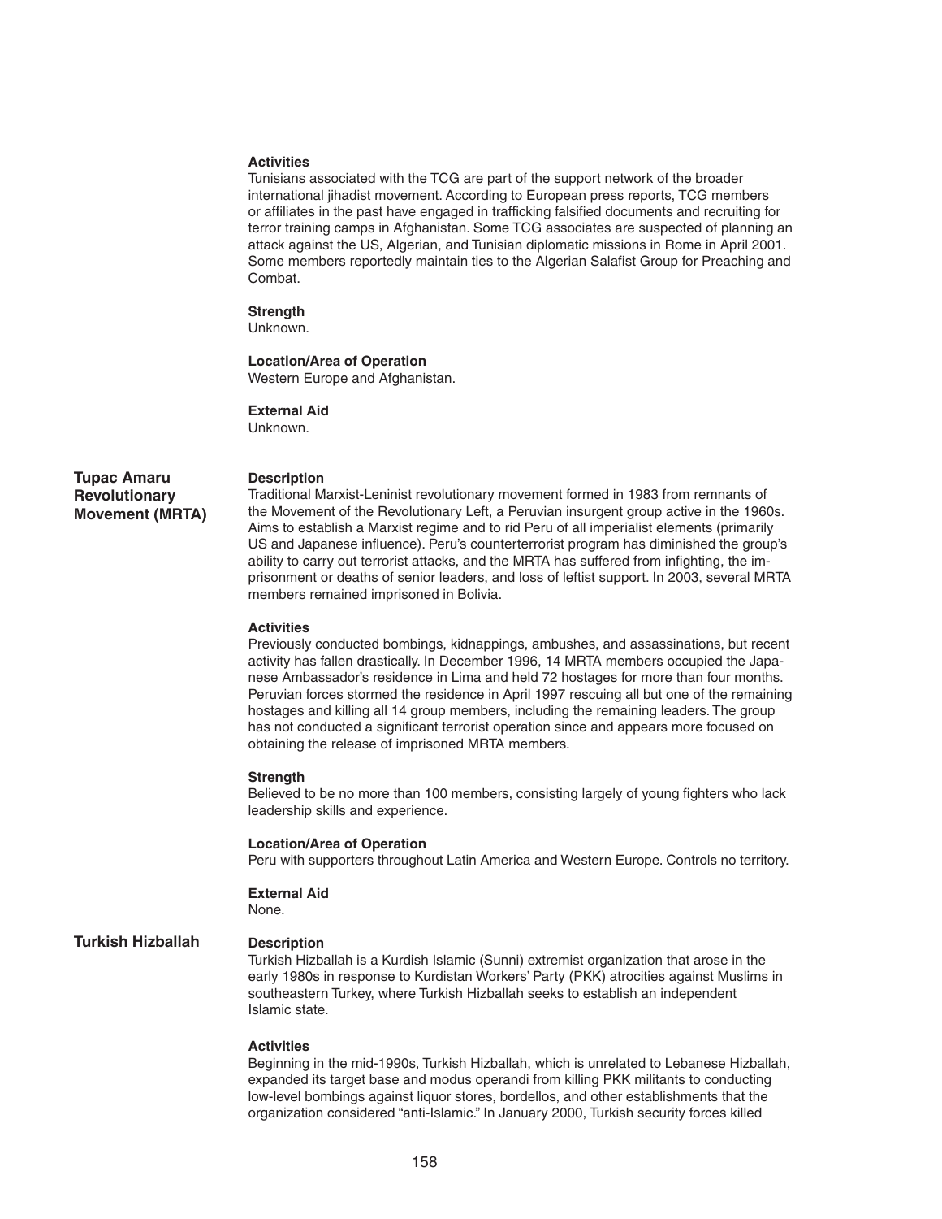#### Activities

Tunisians associated with the TCG are part of the support network of the broader international jihadist movement. According to European press reports, TCG members or affiliates in the past have engaged in trafficking falsified documents and recruiting for terror training camps in Afghanistan. Some TCG associates are suspected of planning an attack against the US, Algerian, and Tunisian diplomatic missions in Rome in April 2001. Some members reportedly maintain ties to the Algerian Salafist Group for Preaching and Combat.

#### Strength

Unknown.

#### Location/Area of Operation

Western Europe and Afghanistan.

#### External Aid

Unknown.

### Tupac Amaru Revolutionary Movement (MRTA)

#### Description

Traditional Marxist-Leninist revolutionary movement formed in 1983 from remnants of the Movement of the Revolutionary Left, a Peruvian insurgent group active in the 1960s. Aims to establish a Marxist regime and to rid Peru of all imperialist elements (primarily US and Japanese influence). Peru's counterterrorist program has diminished the group's ability to carry out terrorist attacks, and the MRTA has suffered from infighting, the imprisonment or deaths of senior leaders, and loss of leftist support. In 2003, several MRTA members remained imprisoned in Bolivia.

#### Activities

Previously conducted bombings, kidnappings, ambushes, and assassinations, but recent activity has fallen drastically. In December 1996, 14 MRTA members occupied the Japanese Ambassador's residence in Lima and held 72 hostages for more than four months. Peruvian forces stormed the residence in April 1997 rescuing all but one of the remaining hostages and killing all 14 group members, including the remaining leaders. The group has not conducted a significant terrorist operation since and appears more focused on obtaining the release of imprisoned MRTA members.

#### Strength

Believed to be no more than 100 members, consisting largely of young fighters who lack leadership skills and experience.

#### Location/Area of Operation

Peru with supporters throughout Latin America and Western Europe. Controls no territory.

#### External Aid

None.

### Turkish Hizballah

#### Description

Turkish Hizballah is a Kurdish Islamic (Sunni) extremist organization that arose in the early 1980s in response to Kurdistan Workers' Party (PKK) atrocities against Muslims in southeastern Turkey, where Turkish Hizballah seeks to establish an independent Islamic state.

#### Activities

Beginning in the mid-1990s, Turkish Hizballah, which is unrelated to Lebanese Hizballah, expanded its target base and modus operandi from killing PKK militants to conducting low-level bombings against liquor stores, bordellos, and other establishments that the organization considered "anti-Islamic." In January 2000, Turkish security forces killed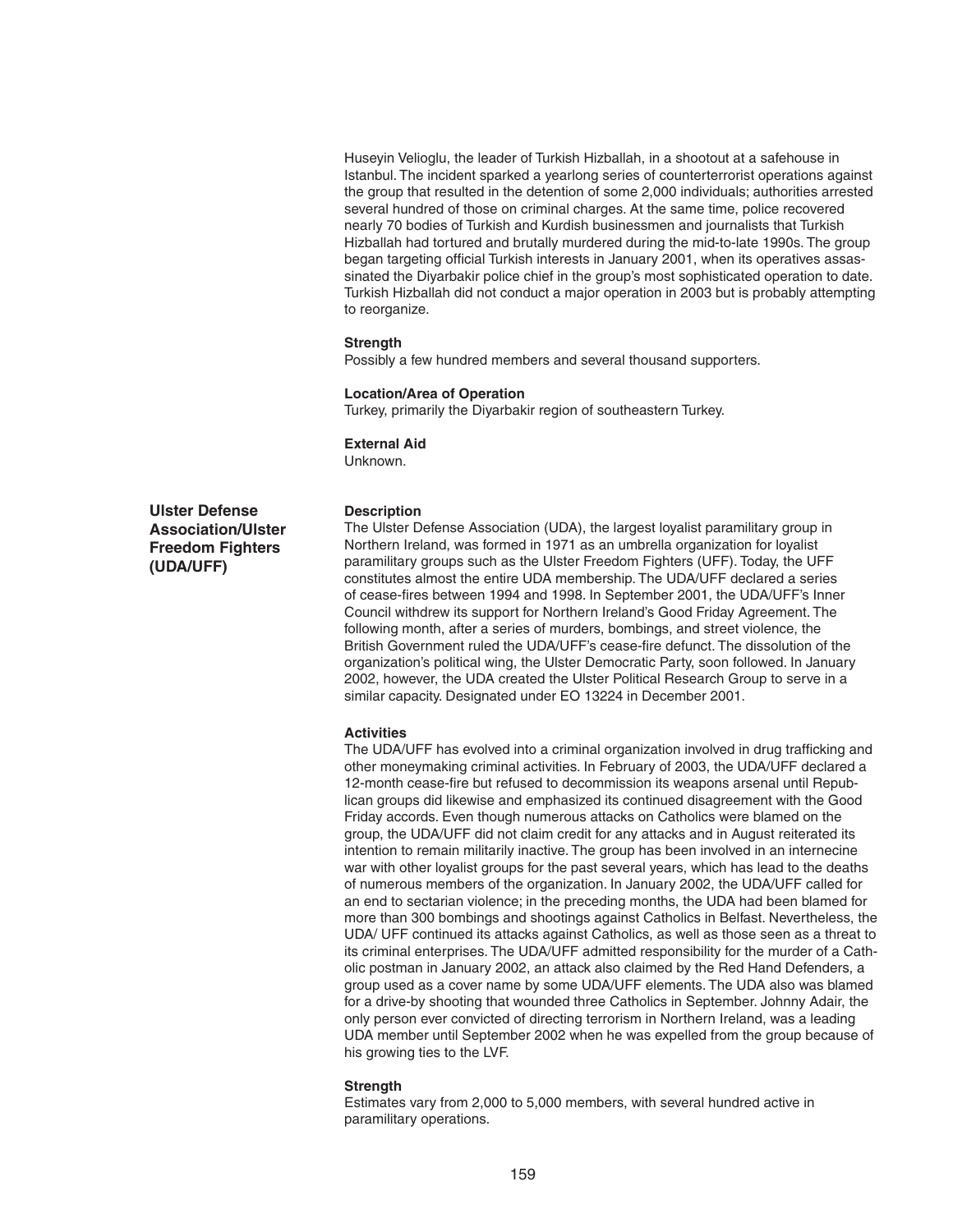Huseyin Velioglu, the leader of Turkish Hizballah, in a shootout at a safehouse in Istanbul. The incident sparked a yearlong series of counterterrorist operations against the group that resulted in the detention of some 2,000 individuals; authorities arrested several hundred of those on criminal charges. At the same time, police recovered nearly 70 bodies of Turkish and Kurdish businessmen and journalists that Turkish Hizballah had tortured and brutally murdered during the mid-to-late 1990s. The group began targeting official Turkish interests in January 2001, when its operatives assassinated the Diyarbakir police chief in the group's most sophisticated operation to date. Turkish Hizballah did not conduct a major operation in 2003 but is probably attempting to reorganize.

**Strength**

Possibly a few hundred members and several thousand supporters.

**Location/Area of Operation**

Turkey, primarily the Diyarbakir region of southeastern Turkey.

**External Aid**

Unknown.

## Ulster Defense Association/Ulster Freedom Fighters (UDA/UFF)

**Description**

The Ulster Defense Association (UDA), the largest loyalist paramilitary group in Northern Ireland, was formed in 1971 as an umbrella organization for loyalist paramilitary groups such as the Ulster Freedom Fighters (UFF). Today, the UFF constitutes almost the entire UDA membership. The UDA/UFF declared a series of cease-fires between 1994 and 1998. In September 2001, the UDA/UFF's Inner Council withdrew its support for Northern Ireland's Good Friday Agreement. The following month, after a series of murders, bombings, and street violence, the British Government ruled the UDA/UFF's cease-fire defunct. The dissolution of the organization's political wing, the Ulster Democratic Party, soon followed. In January 2002, however, the UDA created the Ulster Political Research Group to serve in a similar capacity. Designated under EO 13224 in December 2001.

**Activities**

The UDA/UFF has evolved into a criminal organization involved in drug trafficking and other moneymaking criminal activities. In February of 2003, the UDA/UFF declared a 12-month cease-fire but refused to decommission its weapons arsenal until Republican groups did likewise and emphasized its continued disagreement with the Good Friday accords. Even though numerous attacks on Catholics were blamed on the group, the UDA/UFF did not claim credit for any attacks and in August reiterated its intention to remain militarily inactive. The group has been involved in an internecine war with other loyalist groups for the past several years, which has lead to the deaths of numerous members of the organization. In January 2002, the UDA/UFF called for an end to sectarian violence; in the preceding months, the UDA had been blamed for more than 300 bombings and shootings against Catholics in Belfast. Nevertheless, the UDA/ UFF continued its attacks against Catholics, as well as those seen as a threat to its criminal enterprises. The UDA/UFF admitted responsibility for the murder of a Catholic postman in January 2002, an attack also claimed by the Red Hand Defenders, a group used as a cover name by some UDA/UFF elements. The UDA also was blamed for a drive-by shooting that wounded three Catholics in September. Johnny Adair, the only person ever convicted of directing terrorism in Northern Ireland, was a leading UDA member until September 2002 when he was expelled from the group because of his growing ties to the LVF.

**Strength**

Estimates vary from 2,000 to 5,000 members, with several hundred active in paramilitary operations.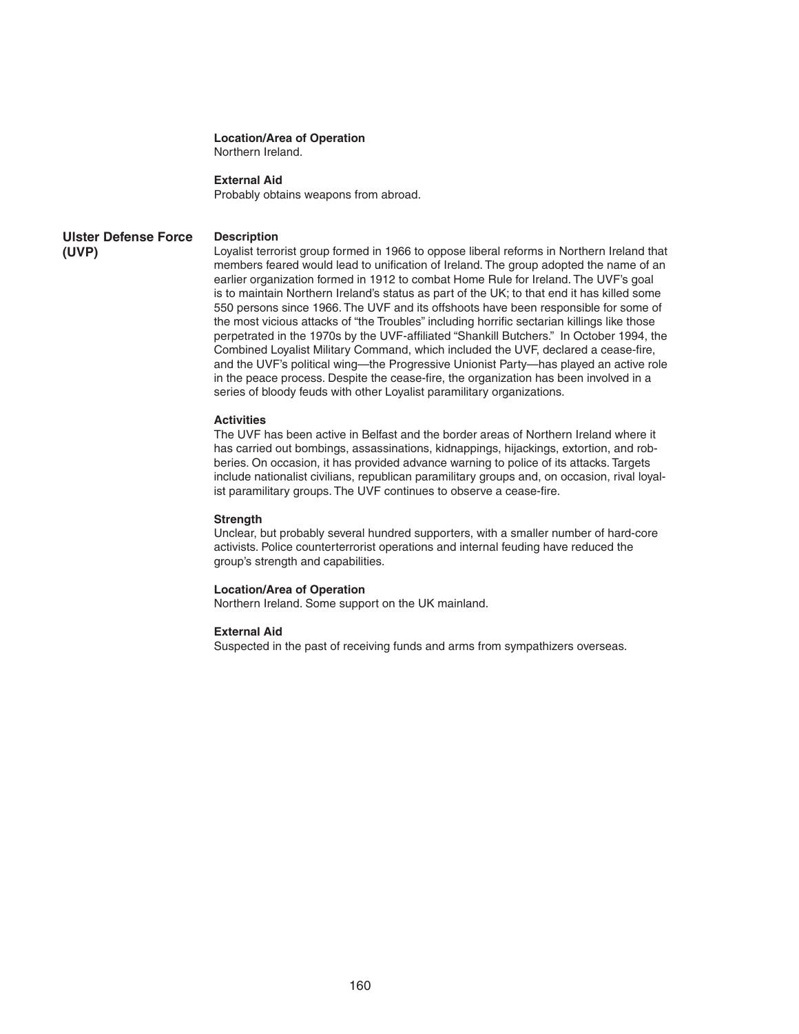**Location/Area of Operation**
Northern Ireland.

**External Aid**
Probably obtains weapons from abroad.

## Ulster Defense Force (UVP)

**Description**
Loyalist terrorist group formed in 1966 to oppose liberal reforms in Northern Ireland that members feared would lead to unification of Ireland. The group adopted the name of an earlier organization formed in 1912 to combat Home Rule for Ireland. The UVF's goal is to maintain Northern Ireland's status as part of the UK; to that end it has killed some 550 persons since 1966. The UVF and its offshoots have been responsible for some of the most vicious attacks of "the Troubles" including horrific sectarian killings like those perpetrated in the 1970s by the UVF-affiliated "Shankill Butchers." In October 1994, the Combined Loyalist Military Command, which included the UVF, declared a cease-fire, and the UVF's political wing—the Progressive Unionist Party—has played an active role in the peace process. Despite the cease-fire, the organization has been involved in a series of bloody feuds with other Loyalist paramilitary organizations.

**Activities**
The UVF has been active in Belfast and the border areas of Northern Ireland where it has carried out bombings, assassinations, kidnappings, hijackings, extortion, and robberies. On occasion, it has provided advance warning to police of its attacks. Targets include nationalist civilians, republican paramilitary groups and, on occasion, rival loyalist paramilitary groups. The UVF continues to observe a cease-fire.

**Strength**
Unclear, but probably several hundred supporters, with a smaller number of hard-core activists. Police counterterrorist operations and internal feuding have reduced the group's strength and capabilities.

**Location/Area of Operation**
Northern Ireland. Some support on the UK mainland.

**External Aid**
Suspected in the past of receiving funds and arms from sympathizers overseas.